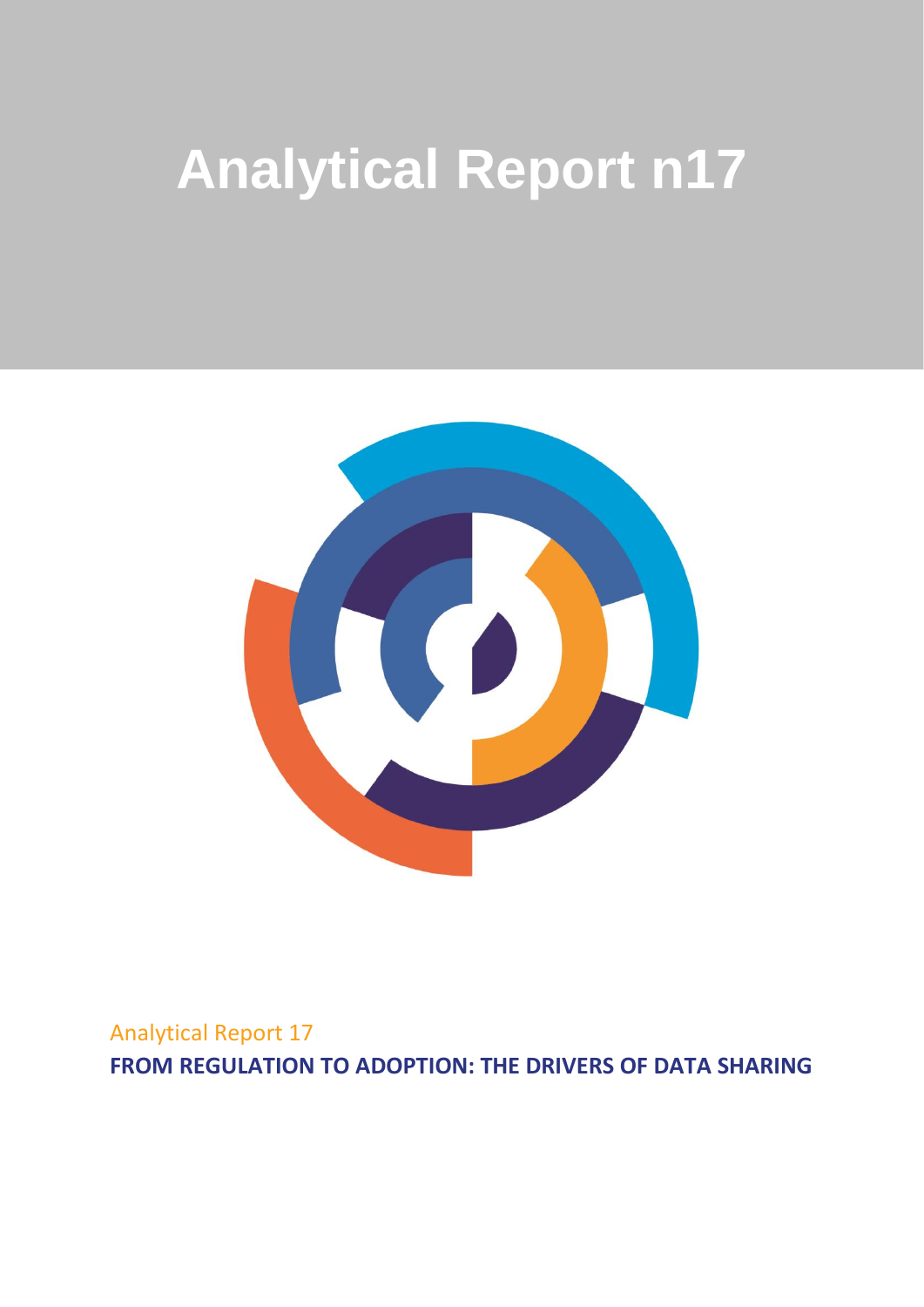# Analytical Report n17

Analytical Report 17

**FROM REGULATION TO ADOPTION: THE DRIVERS OF DATA SHARING**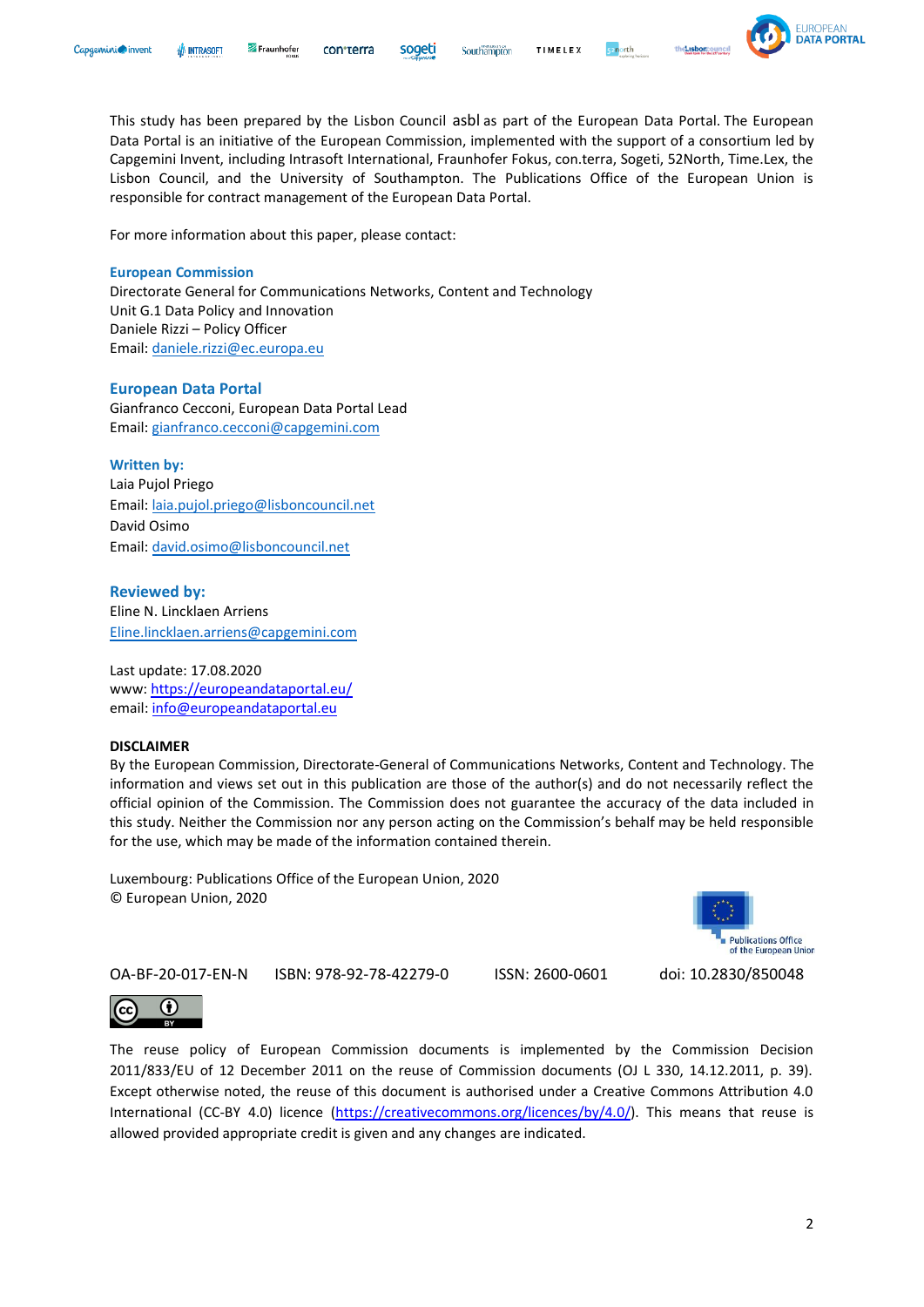This study has been prepared by the Lisbon Council asbl as part of the European Data Portal. The European Data Portal is an initiative of the European Commission, implemented with the support of a consortium led by Capgemini Invent, including Intrasoft International, Fraunhofer Fokus, con.terra, Sogeti, 52North, Time.Lex, the Lisbon Council, and the University of Southampton. The Publications Office of the European Union is responsible for contract management of the European Data Portal.

For more information about this paper, please contact:

**European Commission**
Directorate General for Communications Networks, Content and Technology
Unit G.1 Data Policy and Innovation
Daniele Rizzi – Policy Officer
Email: daniele.rizzi@ec.europa.eu

**European Data Portal**
Gianfranco Cecconi, European Data Portal Lead
Email: gianfranco.cecconi@capgemini.com

**Written by:**
Laia Pujol Priego
Email: laia.pujol.priego@lisboncouncil.net
David Osimo
Email: david.osimo@lisboncouncil.net

**Reviewed by:**
Eline N. Lincklaen Arriens
Eline.lincklaen.arriens@capgemini.com

Last update: 17.08.2020
www: https://europeandataportal.eu/
email: info@europeandataportal.eu

**DISCLAIMER**
By the European Commission, Directorate-General of Communications Networks, Content and Technology. The information and views set out in this publication are those of the author(s) and do not necessarily reflect the official opinion of the Commission. The Commission does not guarantee the accuracy of the data included in this study. Neither the Commission nor any person acting on the Commission's behalf may be held responsible for the use, which may be made of the information contained therein.

Luxembourg: Publications Office of the European Union, 2020
© European Union, 2020

OA-BF-20-017-EN-N ISBN: 978-92-78-42279-0 ISSN: 2600-0601 doi: 10.2830/850048

The reuse policy of European Commission documents is implemented by the Commission Decision 2011/833/EU of 12 December 2011 on the reuse of Commission documents (OJ L 330, 14.12.2011, p. 39). Except otherwise noted, the reuse of this document is authorised under a Creative Commons Attribution 4.0 International (CC-BY 4.0) licence (https://creativecommons.org/licences/by/4.0/). This means that reuse is allowed provided appropriate credit is given and any changes are indicated.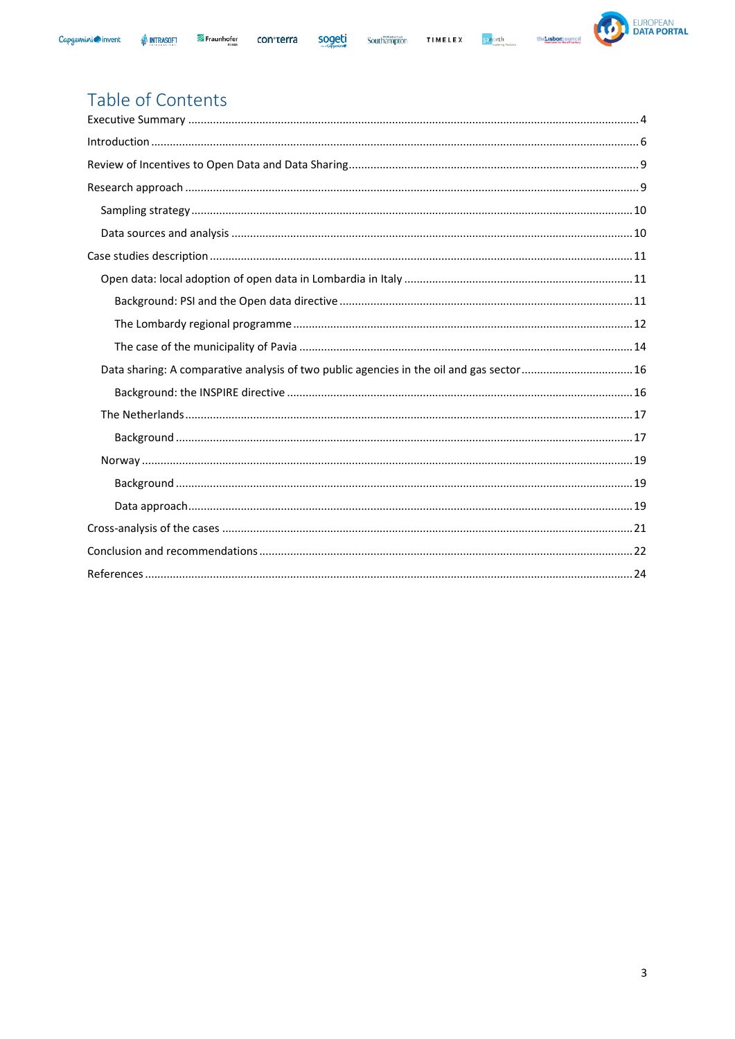# Table of Contents

Executive Summary ........ 4

Introduction ........ 6

Review of Incentives to Open Data and Data Sharing ........ 9

Research approach ........ 9

- Sampling strategy ........ 10
- Data sources and analysis ........ 10

Case studies description ........ 11

- Open data: local adoption of open data in Lombardia in Italy ........ 11
  - Background: PSI and the Open data directive ........ 11
  - The Lombardy regional programme ........ 12
  - The case of the municipality of Pavia ........ 14
- Data sharing: A comparative analysis of two public agencies in the oil and gas sector ........ 16
  - Background: the INSPIRE directive ........ 16
- The Netherlands ........ 17
  - Background ........ 17
- Norway ........ 19
  - Background ........ 19
  - Data approach ........ 19

Cross-analysis of the cases ........ 21

Conclusion and recommendations ........ 22

References ........ 24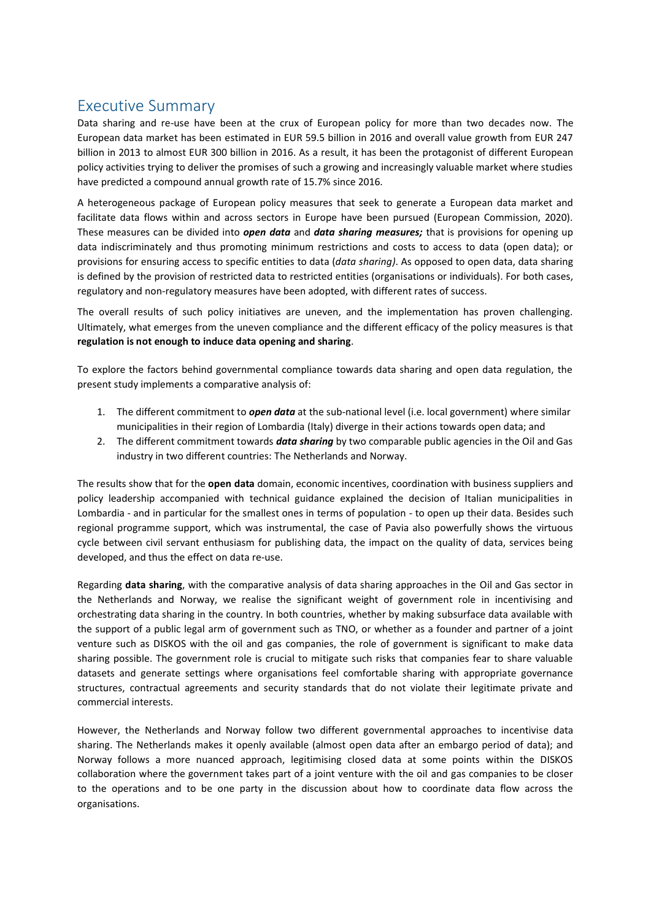## Executive Summary

Data sharing and re-use have been at the crux of European policy for more than two decades now. The European data market has been estimated in EUR 59.5 billion in 2016 and overall value growth from EUR 247 billion in 2013 to almost EUR 300 billion in 2016. As a result, it has been the protagonist of different European policy activities trying to deliver the promises of such a growing and increasingly valuable market where studies have predicted a compound annual growth rate of 15.7% since 2016.

A heterogeneous package of European policy measures that seek to generate a European data market and facilitate data flows within and across sectors in Europe have been pursued (European Commission, 2020). These measures can be divided into ***open data*** and ***data sharing measures;*** that is provisions for opening up data indiscriminately and thus promoting minimum restrictions and costs to access to data (open data); or provisions for ensuring access to specific entities to data (*data sharing)*. As opposed to open data, data sharing is defined by the provision of restricted data to restricted entities (organisations or individuals). For both cases, regulatory and non-regulatory measures have been adopted, with different rates of success.

The overall results of such policy initiatives are uneven, and the implementation has proven challenging. Ultimately, what emerges from the uneven compliance and the different efficacy of the policy measures is that **regulation is not enough to induce data opening and sharing**.

To explore the factors behind governmental compliance towards data sharing and open data regulation, the present study implements a comparative analysis of:

1. The different commitment to ***open data*** at the sub-national level (i.e. local government) where similar municipalities in their region of Lombardia (Italy) diverge in their actions towards open data; and
2. The different commitment towards ***data sharing*** by two comparable public agencies in the Oil and Gas industry in two different countries: The Netherlands and Norway.

The results show that for the **open data** domain, economic incentives, coordination with business suppliers and policy leadership accompanied with technical guidance explained the decision of Italian municipalities in Lombardia - and in particular for the smallest ones in terms of population - to open up their data. Besides such regional programme support, which was instrumental, the case of Pavia also powerfully shows the virtuous cycle between civil servant enthusiasm for publishing data, the impact on the quality of data, services being developed, and thus the effect on data re-use.

Regarding **data sharing**, with the comparative analysis of data sharing approaches in the Oil and Gas sector in the Netherlands and Norway, we realise the significant weight of government role in incentivising and orchestrating data sharing in the country. In both countries, whether by making subsurface data available with the support of a public legal arm of government such as TNO, or whether as a founder and partner of a joint venture such as DISKOS with the oil and gas companies, the role of government is significant to make data sharing possible. The government role is crucial to mitigate such risks that companies fear to share valuable datasets and generate settings where organisations feel comfortable sharing with appropriate governance structures, contractual agreements and security standards that do not violate their legitimate private and commercial interests.

However, the Netherlands and Norway follow two different governmental approaches to incentivise data sharing. The Netherlands makes it openly available (almost open data after an embargo period of data); and Norway follows a more nuanced approach, legitimising closed data at some points within the DISKOS collaboration where the government takes part of a joint venture with the oil and gas companies to be closer to the operations and to be one party in the discussion about how to coordinate data flow across the organisations.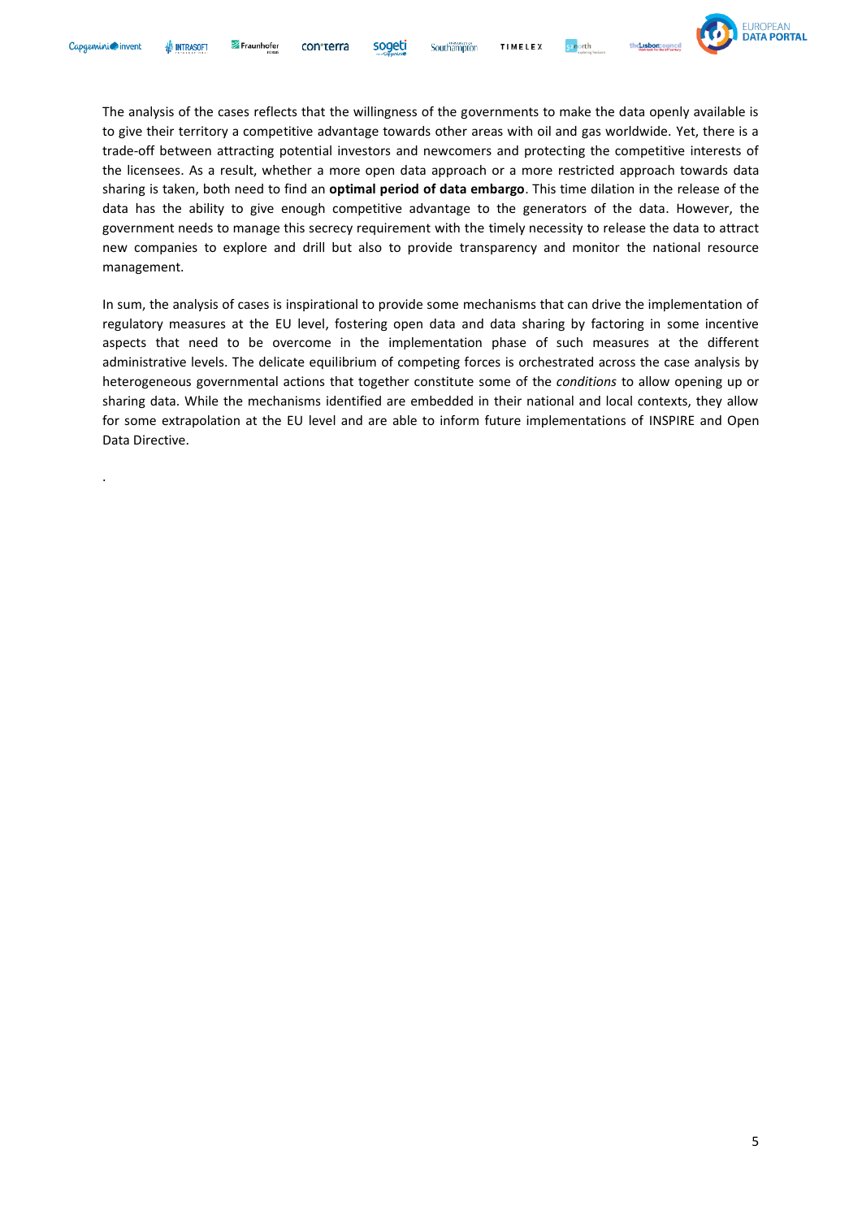The analysis of the cases reflects that the willingness of the governments to make the data openly available is to give their territory a competitive advantage towards other areas with oil and gas worldwide. Yet, there is a trade-off between attracting potential investors and newcomers and protecting the competitive interests of the licensees. As a result, whether a more open data approach or a more restricted approach towards data sharing is taken, both need to find an **optimal period of data embargo**. This time dilation in the release of the data has the ability to give enough competitive advantage to the generators of the data. However, the government needs to manage this secrecy requirement with the timely necessity to release the data to attract new companies to explore and drill but also to provide transparency and monitor the national resource management.

In sum, the analysis of cases is inspirational to provide some mechanisms that can drive the implementation of regulatory measures at the EU level, fostering open data and data sharing by factoring in some incentive aspects that need to be overcome in the implementation phase of such measures at the different administrative levels. The delicate equilibrium of competing forces is orchestrated across the case analysis by heterogeneous governmental actions that together constitute some of the *conditions* to allow opening up or sharing data. While the mechanisms identified are embedded in their national and local contexts, they allow for some extrapolation at the EU level and are able to inform future implementations of INSPIRE and Open Data Directive.

.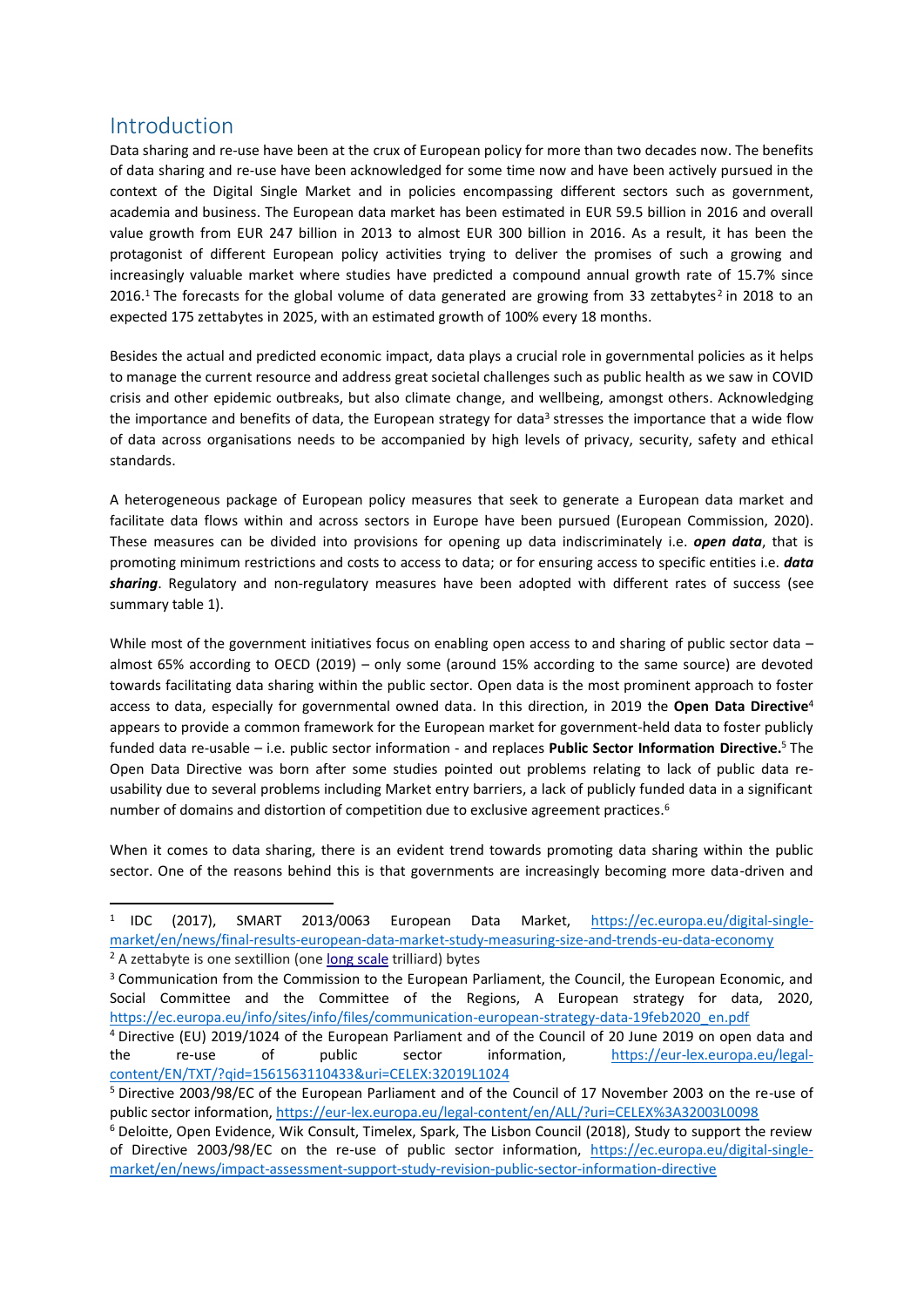## Introduction

Data sharing and re-use have been at the crux of European policy for more than two decades now. The benefits of data sharing and re-use have been acknowledged for some time now and have been actively pursued in the context of the Digital Single Market and in policies encompassing different sectors such as government, academia and business. The European data market has been estimated in EUR 59.5 billion in 2016 and overall value growth from EUR 247 billion in 2013 to almost EUR 300 billion in 2016. As a result, it has been the protagonist of different European policy activities trying to deliver the promises of such a growing and increasingly valuable market where studies have predicted a compound annual growth rate of 15.7% since 2016.[1] The forecasts for the global volume of data generated are growing from 33 zettabytes[2] in 2018 to an expected 175 zettabytes in 2025, with an estimated growth of 100% every 18 months.

Besides the actual and predicted economic impact, data plays a crucial role in governmental policies as it helps to manage the current resource and address great societal challenges such as public health as we saw in COVID crisis and other epidemic outbreaks, but also climate change, and wellbeing, amongst others. Acknowledging the importance and benefits of data, the European strategy for data[3] stresses the importance that a wide flow of data across organisations needs to be accompanied by high levels of privacy, security, safety and ethical standards.

A heterogeneous package of European policy measures that seek to generate a European data market and facilitate data flows within and across sectors in Europe have been pursued (European Commission, 2020). These measures can be divided into provisions for opening up data indiscriminately i.e. ***open data***, that is promoting minimum restrictions and costs to access to data; or for ensuring access to specific entities i.e. ***data sharing***. Regulatory and non-regulatory measures have been adopted with different rates of success (see summary table 1).

While most of the government initiatives focus on enabling open access to and sharing of public sector data – almost 65% according to OECD (2019) – only some (around 15% according to the same source) are devoted towards facilitating data sharing within the public sector. Open data is the most prominent approach to foster access to data, especially for governmental owned data. In this direction, in 2019 the **Open Data Directive**[4] appears to provide a common framework for the European market for government-held data to foster publicly funded data re-usable – i.e. public sector information - and replaces **Public Sector Information Directive.**[5] The Open Data Directive was born after some studies pointed out problems relating to lack of public data re-usability due to several problems including Market entry barriers, a lack of publicly funded data in a significant number of domains and distortion of competition due to exclusive agreement practices.[6]

When it comes to data sharing, there is an evident trend towards promoting data sharing within the public sector. One of the reasons behind this is that governments are increasingly becoming more data-driven and

---

[1] IDC (2017), SMART 2013/0063 European Data Market, https://ec.europa.eu/digital-single-market/en/news/final-results-european-data-market-study-measuring-size-and-trends-eu-data-economy

[2] A zettabyte is one sextillion (one long scale trilliard) bytes

[3] Communication from the Commission to the European Parliament, the Council, the European Economic, and Social Committee and the Committee of the Regions, A European strategy for data, 2020, https://ec.europa.eu/info/sites/info/files/communication-european-strategy-data-19feb2020_en.pdf

[4] Directive (EU) 2019/1024 of the European Parliament and of the Council of 20 June 2019 on open data and the re-use of public sector information, https://eur-lex.europa.eu/legal-content/EN/TXT/?qid=1561563110433&uri=CELEX:32019L1024

[5] Directive 2003/98/EC of the European Parliament and of the Council of 17 November 2003 on the re-use of public sector information, https://eur-lex.europa.eu/legal-content/en/ALL/?uri=CELEX%3A32003L0098

[6] Deloitte, Open Evidence, Wik Consult, Timelex, Spark, The Lisbon Council (2018), Study to support the review of Directive 2003/98/EC on the re-use of public sector information, https://ec.europa.eu/digital-single-market/en/news/impact-assessment-support-study-revision-public-sector-information-directive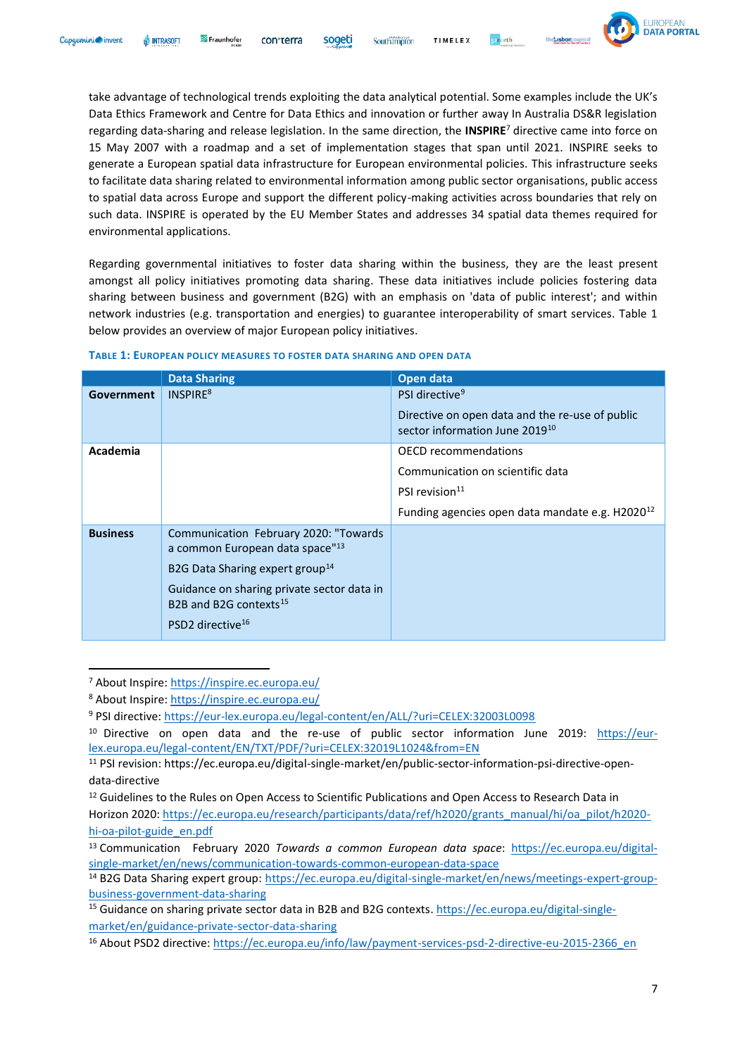take advantage of technological trends exploiting the data analytical potential. Some examples include the UK's Data Ethics Framework and Centre for Data Ethics and innovation or further away In Australia DS&R legislation regarding data-sharing and release legislation. In the same direction, the **INSPIRE**[7] directive came into force on 15 May 2007 with a roadmap and a set of implementation stages that span until 2021. INSPIRE seeks to generate a European spatial data infrastructure for European environmental policies. This infrastructure seeks to facilitate data sharing related to environmental information among public sector organisations, public access to spatial data across Europe and support the different policy-making activities across boundaries that rely on such data. INSPIRE is operated by the EU Member States and addresses 34 spatial data themes required for environmental applications.

Regarding governmental initiatives to foster data sharing within the business, they are the least present amongst all policy initiatives promoting data sharing. These data initiatives include policies fostering data sharing between business and government (B2G) with an emphasis on 'data of public interest'; and within network industries (e.g. transportation and energies) to guarantee interoperability of smart services. Table 1 below provides an overview of major European policy initiatives.

**TABLE 1: EUROPEAN POLICY MEASURES TO FOSTER DATA SHARING AND OPEN DATA**

| | Data Sharing | Open data |
|---|---|---|
| **Government** | INSPIRE[8] | PSI directive[9]<br><br>Directive on open data and the re-use of public sector information June 2019[10] |
| **Academia** | | OECD recommendations<br><br>Communication on scientific data<br><br>PSI revision[11]<br><br>Funding agencies open data mandate e.g. H2020[12] |
| **Business** | Communication February 2020: "Towards a common European data space"[13]<br><br>B2G Data Sharing expert group[14]<br><br>Guidance on sharing private sector data in B2B and B2G contexts[15]<br><br>PSD2 directive[16] | |

---

[7] About Inspire: https://inspire.ec.europa.eu/

[8] About Inspire: https://inspire.ec.europa.eu/

[9] PSI directive: https://eur-lex.europa.eu/legal-content/en/ALL/?uri=CELEX:32003L0098

[10] Directive on open data and the re-use of public sector information June 2019: https://eur-lex.europa.eu/legal-content/EN/TXT/PDF/?uri=CELEX:32019L1024&from=EN

[11] PSI revision: https://ec.europa.eu/digital-single-market/en/public-sector-information-psi-directive-open-data-directive

[12] Guidelines to the Rules on Open Access to Scientific Publications and Open Access to Research Data in Horizon 2020: https://ec.europa.eu/research/participants/data/ref/h2020/grants_manual/hi/oa_pilot/h2020-hi-oa-pilot-guide_en.pdf

[13] Communication February 2020 *Towards a common European data space*: https://ec.europa.eu/digital-single-market/en/news/communication-towards-common-european-data-space

[14] B2G Data Sharing expert group: https://ec.europa.eu/digital-single-market/en/news/meetings-expert-group-business-government-data-sharing

[15] Guidance on sharing private sector data in B2B and B2G contexts. https://ec.europa.eu/digital-single-market/en/guidance-private-sector-data-sharing

[16] About PSD2 directive: https://ec.europa.eu/info/law/payment-services-psd-2-directive-eu-2015-2366_en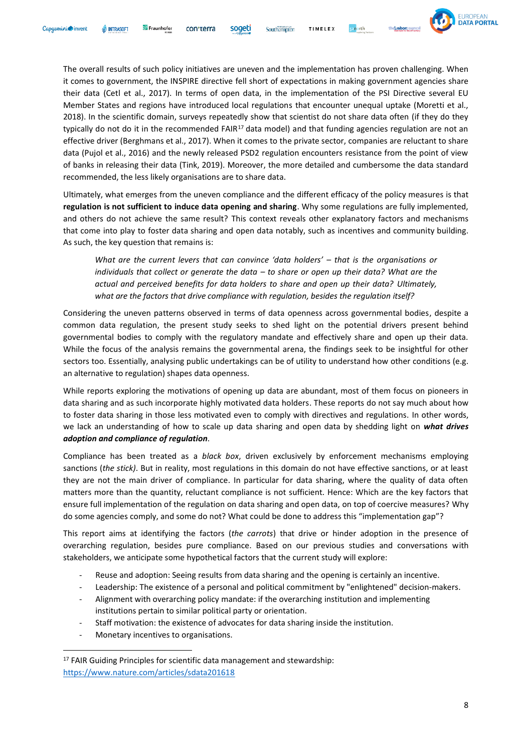The overall results of such policy initiatives are uneven and the implementation has proven challenging. When it comes to government, the INSPIRE directive fell short of expectations in making government agencies share their data (Cetl et al., 2017). In terms of open data, in the implementation of the PSI Directive several EU Member States and regions have introduced local regulations that encounter unequal uptake (Moretti et al., 2018). In the scientific domain, surveys repeatedly show that scientist do not share data often (if they do they typically do not do it in the recommended FAIR[17] data model) and that funding agencies regulation are not an effective driver (Berghmans et al., 2017). When it comes to the private sector, companies are reluctant to share data (Pujol et al., 2016) and the newly released PSD2 regulation encounters resistance from the point of view of banks in releasing their data (Tink, 2019). Moreover, the more detailed and cumbersome the data standard recommended, the less likely organisations are to share data.

Ultimately, what emerges from the uneven compliance and the different efficacy of the policy measures is that **regulation is not sufficient to induce data opening and sharing**. Why some regulations are fully implemented, and others do not achieve the same result? This context reveals other explanatory factors and mechanisms that come into play to foster data sharing and open data notably, such as incentives and community building. As such, the key question that remains is:

> *What are the current levers that can convince 'data holders' – that is the organisations or individuals that collect or generate the data – to share or open up their data? What are the actual and perceived benefits for data holders to share and open up their data? Ultimately, what are the factors that drive compliance with regulation, besides the regulation itself?*

Considering the uneven patterns observed in terms of data openness across governmental bodies, despite a common data regulation, the present study seeks to shed light on the potential drivers present behind governmental bodies to comply with the regulatory mandate and effectively share and open up their data. While the focus of the analysis remains the governmental arena, the findings seek to be insightful for other sectors too. Essentially, analysing public undertakings can be of utility to understand how other conditions (e.g. an alternative to regulation) shapes data openness.

While reports exploring the motivations of opening up data are abundant, most of them focus on pioneers in data sharing and as such incorporate highly motivated data holders. These reports do not say much about how to foster data sharing in those less motivated even to comply with directives and regulations. In other words, we lack an understanding of how to scale up data sharing and open data by shedding light on ***what drives adoption and compliance of regulation***.

Compliance has been treated as a *black box*, driven exclusively by enforcement mechanisms employing sanctions (*the stick)*. But in reality, most regulations in this domain do not have effective sanctions, or at least they are not the main driver of compliance. In particular for data sharing, where the quality of data often matters more than the quantity, reluctant compliance is not sufficient. Hence: Which are the key factors that ensure full implementation of the regulation on data sharing and open data, on top of coercive measures? Why do some agencies comply, and some do not? What could be done to address this "implementation gap"?

This report aims at identifying the factors (*the carrots*) that drive or hinder adoption in the presence of overarching regulation, besides pure compliance. Based on our previous studies and conversations with stakeholders, we anticipate some hypothetical factors that the current study will explore:

- Reuse and adoption: Seeing results from data sharing and the opening is certainly an incentive.
- Leadership: The existence of a personal and political commitment by "enlightened" decision-makers.
- Alignment with overarching policy mandate: if the overarching institution and implementing institutions pertain to similar political party or orientation.
- Staff motivation: the existence of advocates for data sharing inside the institution.
- Monetary incentives to organisations.

[17] FAIR Guiding Principles for scientific data management and stewardship: https://www.nature.com/articles/sdata201618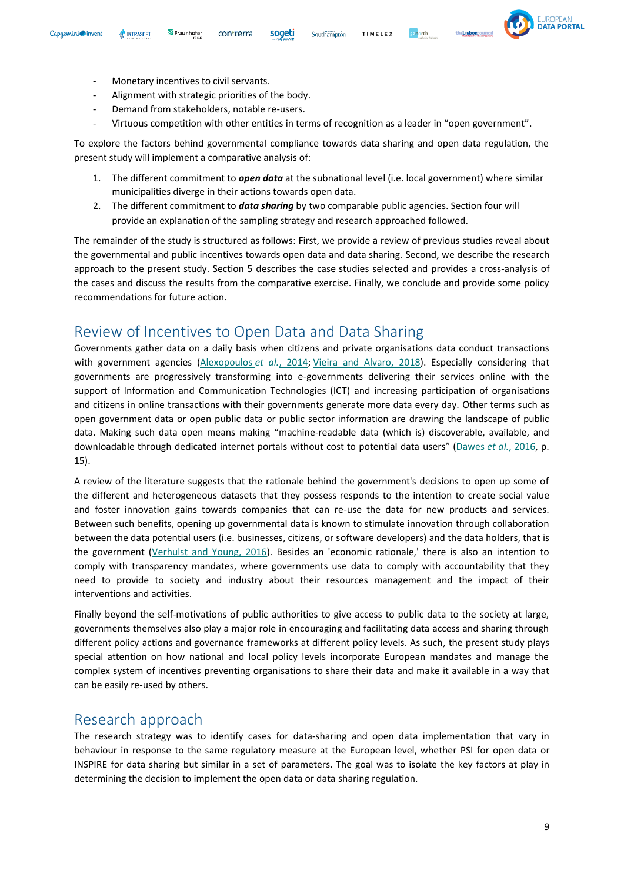- Monetary incentives to civil servants.
- Alignment with strategic priorities of the body.
- Demand from stakeholders, notable re-users.
- Virtuous competition with other entities in terms of recognition as a leader in "open government".

To explore the factors behind governmental compliance towards data sharing and open data regulation, the present study will implement a comparative analysis of:

1. The different commitment to ***open data*** at the subnational level (i.e. local government) where similar municipalities diverge in their actions towards open data.
2. The different commitment to ***data sharing*** by two comparable public agencies. Section four will provide an explanation of the sampling strategy and research approached followed.

The remainder of the study is structured as follows: First, we provide a review of previous studies reveal about the governmental and public incentives towards open data and data sharing. Second, we describe the research approach to the present study. Section 5 describes the case studies selected and provides a cross-analysis of the cases and discuss the results from the comparative exercise. Finally, we conclude and provide some policy recommendations for future action.

## Review of Incentives to Open Data and Data Sharing

Governments gather data on a daily basis when citizens and private organisations data conduct transactions with government agencies (Alexopoulos *et al.*, 2014; Vieira and Alvaro, 2018). Especially considering that governments are progressively transforming into e-governments delivering their services online with the support of Information and Communication Technologies (ICT) and increasing participation of organisations and citizens in online transactions with their governments generate more data every day. Other terms such as open government data or open public data or public sector information are drawing the landscape of public data. Making such data open means making "machine-readable data (which is) discoverable, available, and downloadable through dedicated internet portals without cost to potential data users" (Dawes *et al.*, 2016, p. 15).

A review of the literature suggests that the rationale behind the government's decisions to open up some of the different and heterogeneous datasets that they possess responds to the intention to create social value and foster innovation gains towards companies that can re-use the data for new products and services. Between such benefits, opening up governmental data is known to stimulate innovation through collaboration between the data potential users (i.e. businesses, citizens, or software developers) and the data holders, that is the government (Verhulst and Young, 2016). Besides an 'economic rationale,' there is also an intention to comply with transparency mandates, where governments use data to comply with accountability that they need to provide to society and industry about their resources management and the impact of their interventions and activities.

Finally beyond the self-motivations of public authorities to give access to public data to the society at large, governments themselves also play a major role in encouraging and facilitating data access and sharing through different policy actions and governance frameworks at different policy levels. As such, the present study plays special attention on how national and local policy levels incorporate European mandates and manage the complex system of incentives preventing organisations to share their data and make it available in a way that can be easily re-used by others.

## Research approach

The research strategy was to identify cases for data-sharing and open data implementation that vary in behaviour in response to the same regulatory measure at the European level, whether PSI for open data or INSPIRE for data sharing but similar in a set of parameters. The goal was to isolate the key factors at play in determining the decision to implement the open data or data sharing regulation.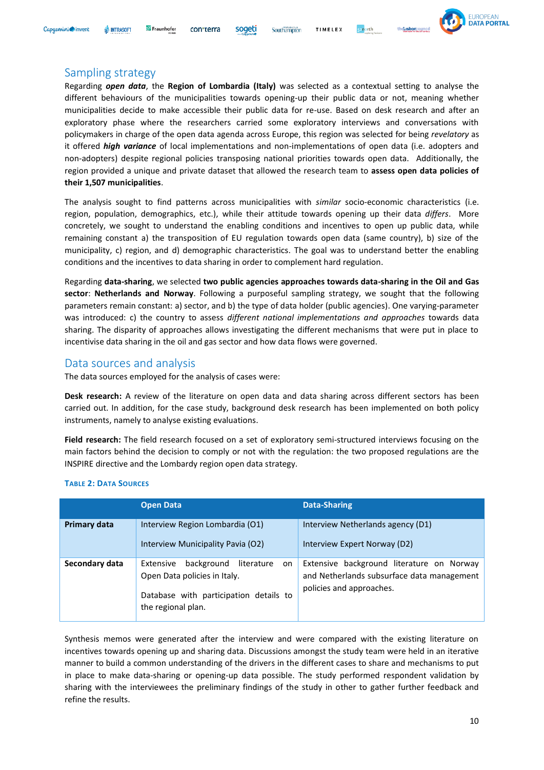## Sampling strategy

Regarding ***open data***, the **Region of Lombardia (Italy)** was selected as a contextual setting to analyse the different behaviours of the municipalities towards opening-up their public data or not, meaning whether municipalities decide to make accessible their public data for re-use. Based on desk research and after an exploratory phase where the researchers carried some exploratory interviews and conversations with policymakers in charge of the open data agenda across Europe, this region was selected for being *revelatory* as it offered ***high variance*** of local implementations and non-implementations of open data (i.e. adopters and non-adopters) despite regional policies transposing national priorities towards open data. Additionally, the region provided a unique and private dataset that allowed the research team to **assess open data policies of their 1,507 municipalities**.

The analysis sought to find patterns across municipalities with *similar* socio-economic characteristics (i.e. region, population, demographics, etc.), while their attitude towards opening up their data *differs*. More concretely, we sought to understand the enabling conditions and incentives to open up public data, while remaining constant a) the transposition of EU regulation towards open data (same country), b) size of the municipality, c) region, and d) demographic characteristics. The goal was to understand better the enabling conditions and the incentives to data sharing in order to complement hard regulation.

Regarding **data-sharing**, we selected **two public agencies approaches towards data-sharing in the Oil and Gas sector**: **Netherlands and Norway**. Following a purposeful sampling strategy, we sought that the following parameters remain constant: a) sector, and b) the type of data holder (public agencies). One varying-parameter was introduced: c) the country to assess *different national implementations and approaches* towards data sharing. The disparity of approaches allows investigating the different mechanisms that were put in place to incentivise data sharing in the oil and gas sector and how data flows were governed.

## Data sources and analysis

The data sources employed for the analysis of cases were:

**Desk research:** A review of the literature on open data and data sharing across different sectors has been carried out. In addition, for the case study, background desk research has been implemented on both policy instruments, namely to analyse existing evaluations.

**Field research:** The field research focused on a set of exploratory semi-structured interviews focusing on the main factors behind the decision to comply or not with the regulation: the two proposed regulations are the INSPIRE directive and the Lombardy region open data strategy.

**TABLE 2: DATA SOURCES**

| | Open Data | Data-Sharing |
|---|---|---|
| **Primary data** | Interview Region Lombardia (O1)<br><br>Interview Municipality Pavia (O2) | Interview Netherlands agency (D1)<br><br>Interview Expert Norway (D2) |
| **Secondary data** | Extensive background literature on Open Data policies in Italy.<br><br>Database with participation details to the regional plan. | Extensive background literature on Norway and Netherlands subsurface data management policies and approaches. |

Synthesis memos were generated after the interview and were compared with the existing literature on incentives towards opening up and sharing data. Discussions amongst the study team were held in an iterative manner to build a common understanding of the drivers in the different cases to share and mechanisms to put in place to make data-sharing or opening-up data possible. The study performed respondent validation by sharing with the interviewees the preliminary findings of the study in other to gather further feedback and refine the results.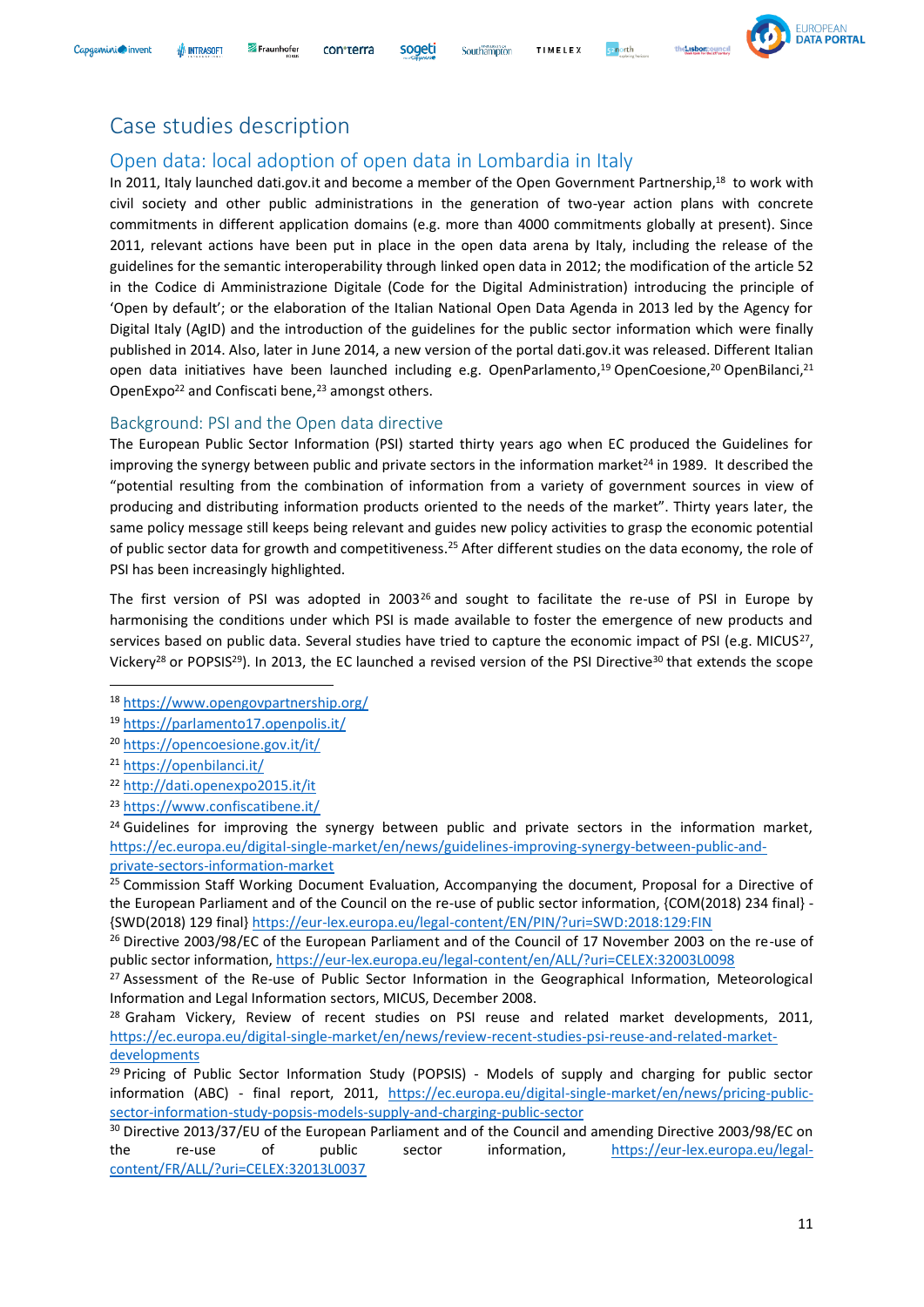# Case studies description

## Open data: local adoption of open data in Lombardia in Italy

In 2011, Italy launched dati.gov.it and become a member of the Open Government Partnership,[18] to work with civil society and other public administrations in the generation of two-year action plans with concrete commitments in different application domains (e.g. more than 4000 commitments globally at present). Since 2011, relevant actions have been put in place in the open data arena by Italy, including the release of the guidelines for the semantic interoperability through linked open data in 2012; the modification of the article 52 in the Codice di Amministrazione Digitale (Code for the Digital Administration) introducing the principle of 'Open by default'; or the elaboration of the Italian National Open Data Agenda in 2013 led by the Agency for Digital Italy (AgID) and the introduction of the guidelines for the public sector information which were finally published in 2014. Also, later in June 2014, a new version of the portal dati.gov.it was released. Different Italian open data initiatives have been launched including e.g. OpenParlamento,[19] OpenCoesione,[20] OpenBilanci,[21] OpenExpo[22] and Confiscati bene,[23] amongst others.

### Background: PSI and the Open data directive

The European Public Sector Information (PSI) started thirty years ago when EC produced the Guidelines for improving the synergy between public and private sectors in the information market[24] in 1989. It described the "potential resulting from the combination of information from a variety of government sources in view of producing and distributing information products oriented to the needs of the market". Thirty years later, the same policy message still keeps being relevant and guides new policy activities to grasp the economic potential of public sector data for growth and competitiveness.[25] After different studies on the data economy, the role of PSI has been increasingly highlighted.

The first version of PSI was adopted in 2003[26] and sought to facilitate the re-use of PSI in Europe by harmonising the conditions under which PSI is made available to foster the emergence of new products and services based on public data. Several studies have tried to capture the economic impact of PSI (e.g. MICUS[27], Vickery[28] or POPSIS[29]). In 2013, the EC launched a revised version of the PSI Directive[30] that extends the scope

---

[18] https://www.opengovpartnership.org/

[19] https://parlamento17.openpolis.it/

[20] https://opencoesione.gov.it/it/

[21] https://openbilanci.it/

[22] http://dati.openexpo2015.it/it

[23] https://www.confiscatibene.it/

[24] Guidelines for improving the synergy between public and private sectors in the information market, https://ec.europa.eu/digital-single-market/en/news/guidelines-improving-synergy-between-public-and-private-sectors-information-market

[25] Commission Staff Working Document Evaluation, Accompanying the document, Proposal for a Directive of the European Parliament and of the Council on the re-use of public sector information, {COM(2018) 234 final} - {SWD(2018) 129 final} https://eur-lex.europa.eu/legal-content/EN/PIN/?uri=SWD:2018:129:FIN

[26] Directive 2003/98/EC of the European Parliament and of the Council of 17 November 2003 on the re-use of public sector information, https://eur-lex.europa.eu/legal-content/en/ALL/?uri=CELEX:32003L0098

[27] Assessment of the Re-use of Public Sector Information in the Geographical Information, Meteorological Information and Legal Information sectors, MICUS, December 2008.

[28] Graham Vickery, Review of recent studies on PSI reuse and related market developments, 2011, https://ec.europa.eu/digital-single-market/en/news/review-recent-studies-psi-reuse-and-related-market-developments

[29] Pricing of Public Sector Information Study (POPSIS) - Models of supply and charging for public sector information (ABC) - final report, 2011, https://ec.europa.eu/digital-single-market/en/news/pricing-public-sector-information-study-popsis-models-supply-and-charging-public-sector

[30] Directive 2013/37/EU of the European Parliament and of the Council and amending Directive 2003/98/EC on the re-use of public sector information, https://eur-lex.europa.eu/legal-content/FR/ALL/?uri=CELEX:32013L0037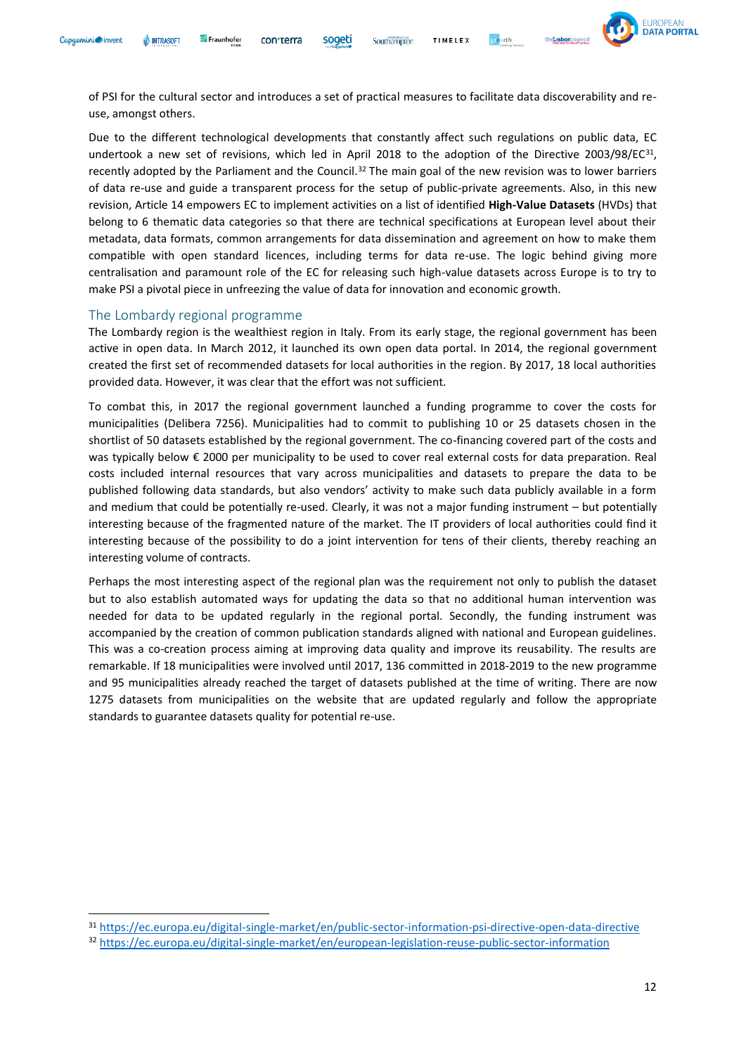of PSI for the cultural sector and introduces a set of practical measures to facilitate data discoverability and re-use, amongst others.

Due to the different technological developments that constantly affect such regulations on public data, EC undertook a new set of revisions, which led in April 2018 to the adoption of the Directive 2003/98/EC[31], recently adopted by the Parliament and the Council.[32] The main goal of the new revision was to lower barriers of data re-use and guide a transparent process for the setup of public-private agreements. Also, in this new revision, Article 14 empowers EC to implement activities on a list of identified **High-Value Datasets** (HVDs) that belong to 6 thematic data categories so that there are technical specifications at European level about their metadata, data formats, common arrangements for data dissemination and agreement on how to make them compatible with open standard licences, including terms for data re-use. The logic behind giving more centralisation and paramount role of the EC for releasing such high-value datasets across Europe is to try to make PSI a pivotal piece in unfreezing the value of data for innovation and economic growth.

## The Lombardy regional programme

The Lombardy region is the wealthiest region in Italy. From its early stage, the regional government has been active in open data. In March 2012, it launched its own open data portal. In 2014, the regional government created the first set of recommended datasets for local authorities in the region. By 2017, 18 local authorities provided data. However, it was clear that the effort was not sufficient.

To combat this, in 2017 the regional government launched a funding programme to cover the costs for municipalities (Delibera 7256). Municipalities had to commit to publishing 10 or 25 datasets chosen in the shortlist of 50 datasets established by the regional government. The co-financing covered part of the costs and was typically below € 2000 per municipality to be used to cover real external costs for data preparation. Real costs included internal resources that vary across municipalities and datasets to prepare the data to be published following data standards, but also vendors' activity to make such data publicly available in a form and medium that could be potentially re-used. Clearly, it was not a major funding instrument – but potentially interesting because of the fragmented nature of the market. The IT providers of local authorities could find it interesting because of the possibility to do a joint intervention for tens of their clients, thereby reaching an interesting volume of contracts.

Perhaps the most interesting aspect of the regional plan was the requirement not only to publish the dataset but to also establish automated ways for updating the data so that no additional human intervention was needed for data to be updated regularly in the regional portal. Secondly, the funding instrument was accompanied by the creation of common publication standards aligned with national and European guidelines. This was a co-creation process aiming at improving data quality and improve its reusability. The results are remarkable. If 18 municipalities were involved until 2017, 136 committed in 2018-2019 to the new programme and 95 municipalities already reached the target of datasets published at the time of writing. There are now 1275 datasets from municipalities on the website that are updated regularly and follow the appropriate standards to guarantee datasets quality for potential re-use.

---

[31] https://ec.europa.eu/digital-single-market/en/public-sector-information-psi-directive-open-data-directive

[32] https://ec.europa.eu/digital-single-market/en/european-legislation-reuse-public-sector-information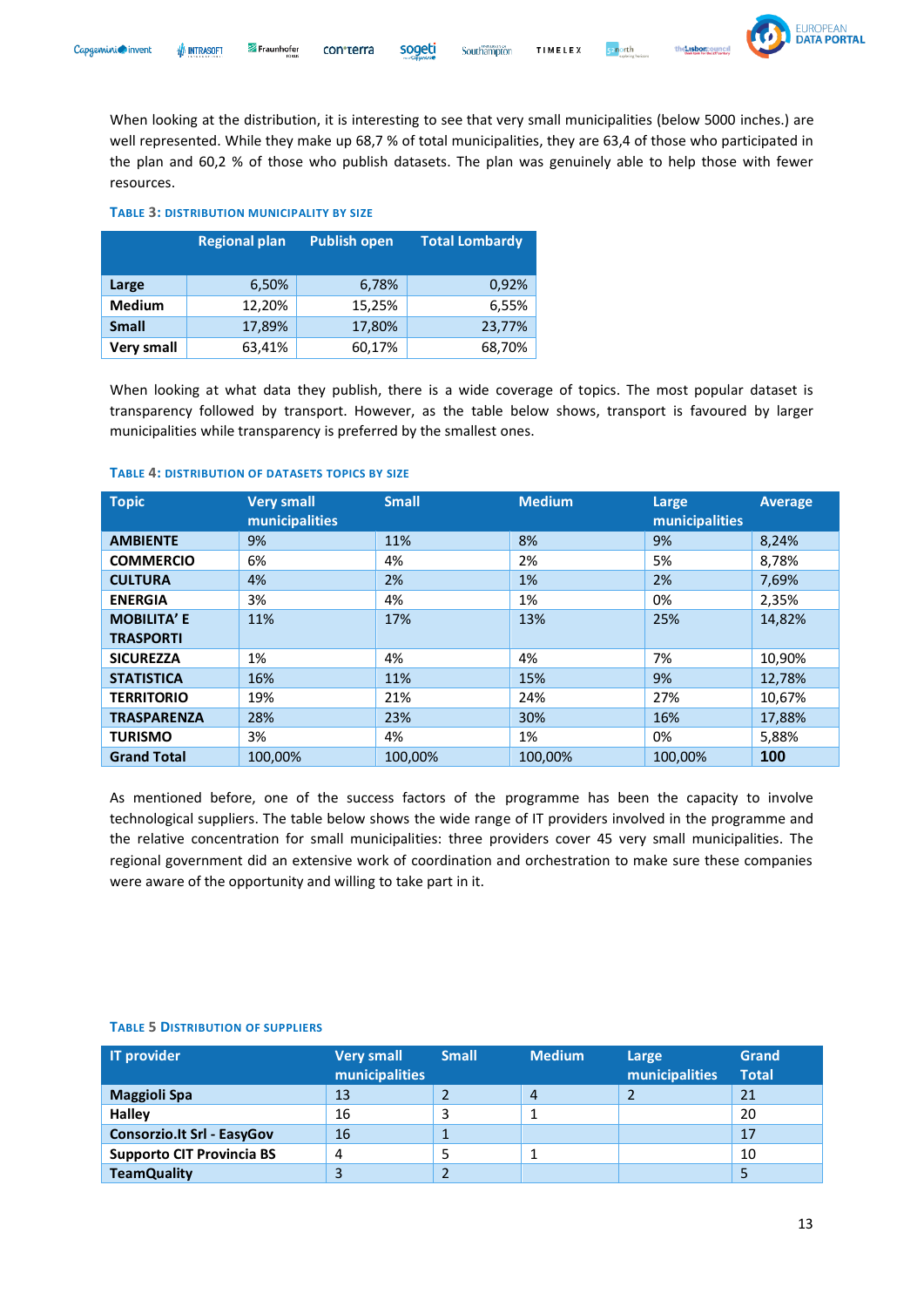When looking at the distribution, it is interesting to see that very small municipalities (below 5000 inches.) are well represented. While they make up 68,7 % of total municipalities, they are 63,4 of those who participated in the plan and 60,2 % of those who publish datasets. The plan was genuinely able to help those with fewer resources.

**Table 3: Distribution municipality by size**

| | Regional plan | Publish open | Total Lombardy |
|---|---|---|---|
| **Large** | 6,50% | 6,78% | 0,92% |
| **Medium** | 12,20% | 15,25% | 6,55% |
| **Small** | 17,89% | 17,80% | 23,77% |
| **Very small** | 63,41% | 60,17% | 68,70% |

When looking at what data they publish, there is a wide coverage of topics. The most popular dataset is transparency followed by transport. However, as the table below shows, transport is favoured by larger municipalities while transparency is preferred by the smallest ones.

**Table 4: Distribution of datasets topics by size**

| Topic | Very small municipalities | Small | Medium | Large municipalities | Average |
|---|---|---|---|---|---|
| **AMBIENTE** | 9% | 11% | 8% | 9% | 8,24% |
| **COMMERCIO** | 6% | 4% | 2% | 5% | 8,78% |
| **CULTURA** | 4% | 2% | 1% | 2% | 7,69% |
| **ENERGIA** | 3% | 4% | 1% | 0% | 2,35% |
| **MOBILITA' E TRASPORTI** | 11% | 17% | 13% | 25% | 14,82% |
| **SICUREZZA** | 1% | 4% | 4% | 7% | 10,90% |
| **STATISTICA** | 16% | 11% | 15% | 9% | 12,78% |
| **TERRITORIO** | 19% | 21% | 24% | 27% | 10,67% |
| **TRASPARENZA** | 28% | 23% | 30% | 16% | 17,88% |
| **TURISMO** | 3% | 4% | 1% | 0% | 5,88% |
| **Grand Total** | 100,00% | 100,00% | 100,00% | 100,00% | **100** |

As mentioned before, one of the success factors of the programme has been the capacity to involve technological suppliers. The table below shows the wide range of IT providers involved in the programme and the relative concentration for small municipalities: three providers cover 45 very small municipalities. The regional government did an extensive work of coordination and orchestration to make sure these companies were aware of the opportunity and willing to take part in it.

**Table 5 Distribution of suppliers**

| IT provider | Very small municipalities | Small | Medium | Large municipalities | Grand Total |
|---|---|---|---|---|---|
| **Maggioli Spa** | 13 | 2 | 4 | 2 | 21 |
| **Halley** | 16 | 3 | 1 | | 20 |
| **Consorzio.It Srl - EasyGov** | 16 | 1 | | | 17 |
| **Supporto CIT Provincia BS** | 4 | 5 | 1 | | 10 |
| **TeamQuality** | 3 | 2 | | | 5 |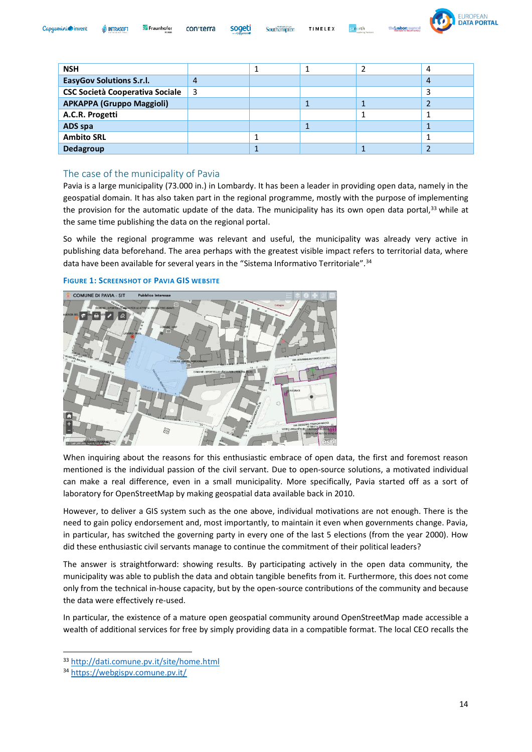| | | | | | |
|---|---|---|---|---|---|
| **NSH** | | 1 | 1 | 2 | 4 |
| **EasyGov Solutions S.r.l.** | 4 | | | | 4 |
| **CSC Società Cooperativa Sociale** | 3 | | | | 3 |
| **APKAPPA (Gruppo Maggioli)** | | | 1 | 1 | 2 |
| **A.C.R. Progetti** | | | | 1 | 1 |
| **ADS spa** | | | 1 | | 1 |
| **Ambito SRL** | | 1 | | | 1 |
| **Dedagroup** | | 1 | | 1 | 2 |

## The case of the municipality of Pavia

Pavia is a large municipality (73.000 in.) in Lombardy. It has been a leader in providing open data, namely in the geospatial domain. It has also taken part in the regional programme, mostly with the purpose of implementing the provision for the automatic update of the data. The municipality has its own open data portal,[33] while at the same time publishing the data on the regional portal.

So while the regional programme was relevant and useful, the municipality was already very active in publishing data beforehand. The area perhaps with the greatest visible impact refers to territorial data, where data have been available for several years in the "Sistema Informativo Territoriale".[34]

**FIGURE 1: SCREENSHOT OF PAVIA GIS WEBSITE**

When inquiring about the reasons for this enthusiastic embrace of open data, the first and foremost reason mentioned is the individual passion of the civil servant. Due to open-source solutions, a motivated individual can make a real difference, even in a small municipality. More specifically, Pavia started off as a sort of laboratory for OpenStreetMap by making geospatial data available back in 2010.

However, to deliver a GIS system such as the one above, individual motivations are not enough. There is the need to gain policy endorsement and, most importantly, to maintain it even when governments change. Pavia, in particular, has switched the governing party in every one of the last 5 elections (from the year 2000). How did these enthusiastic civil servants manage to continue the commitment of their political leaders?

The answer is straightforward: showing results. By participating actively in the open data community, the municipality was able to publish the data and obtain tangible benefits from it. Furthermore, this does not come only from the technical in-house capacity, but by the open-source contributions of the community and because the data were effectively re-used.

In particular, the existence of a mature open geospatial community around OpenStreetMap made accessible a wealth of additional services for free by simply providing data in a compatible format. The local CEO recalls the

---

[33] http://dati.comune.pv.it/site/home.html

[34] https://webgispv.comune.pv.it/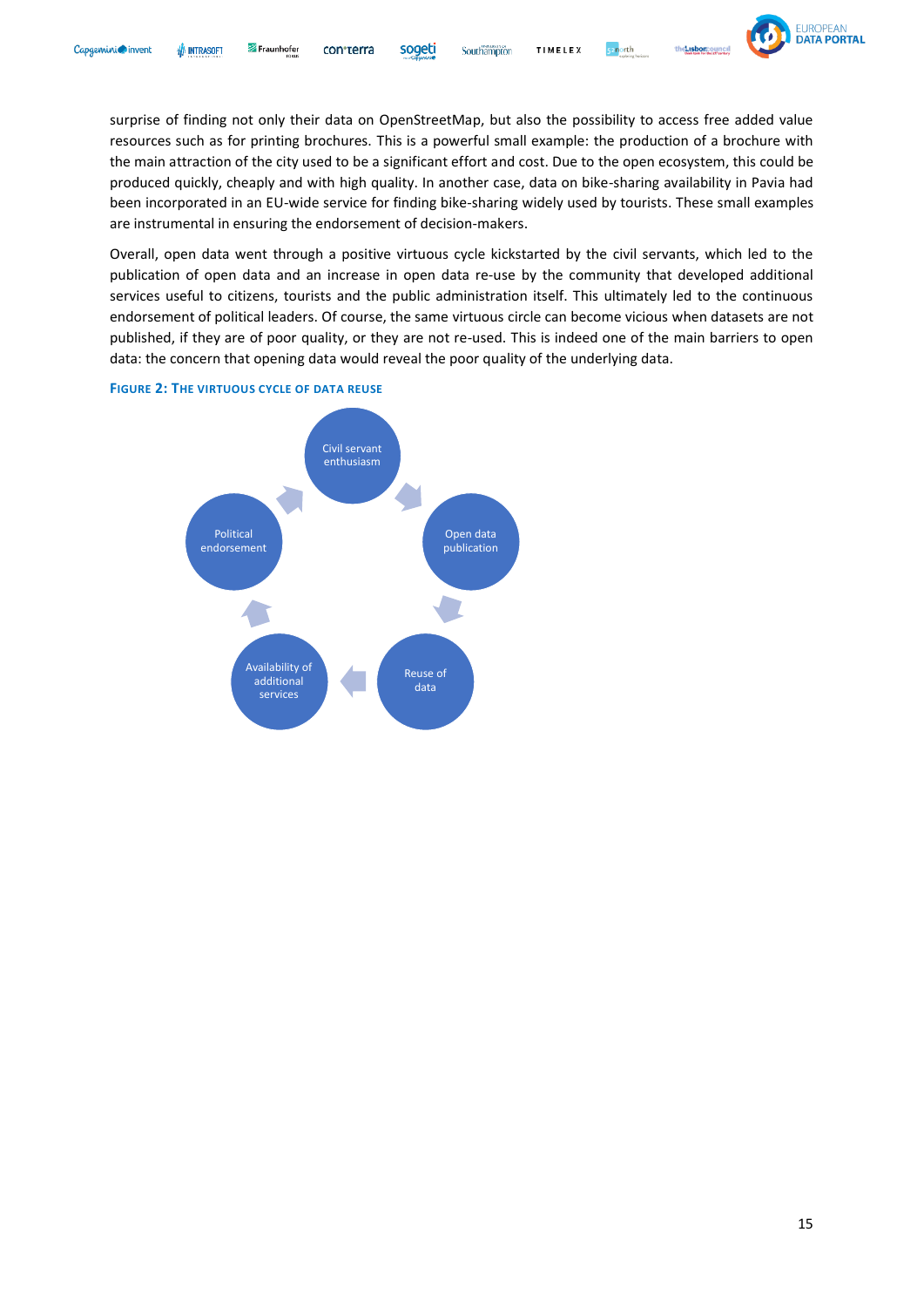surprise of finding not only their data on OpenStreetMap, but also the possibility to access free added value resources such as for printing brochures. This is a powerful small example: the production of a brochure with the main attraction of the city used to be a significant effort and cost. Due to the open ecosystem, this could be produced quickly, cheaply and with high quality. In another case, data on bike-sharing availability in Pavia had been incorporated in an EU-wide service for finding bike-sharing widely used by tourists. These small examples are instrumental in ensuring the endorsement of decision-makers.

Overall, open data went through a positive virtuous cycle kickstarted by the civil servants, which led to the publication of open data and an increase in open data re-use by the community that developed additional services useful to citizens, tourists and the public administration itself. This ultimately led to the continuous endorsement of political leaders. Of course, the same virtuous circle can become vicious when datasets are not published, if they are of poor quality, or they are not re-used. This is indeed one of the main barriers to open data: the concern that opening data would reveal the poor quality of the underlying data.

**Figure 2: The virtuous cycle of data reuse**

Civil servant enthusiasm → Open data publication → Reuse of data → Availability of additional services → Political endorsement → Civil servant enthusiasm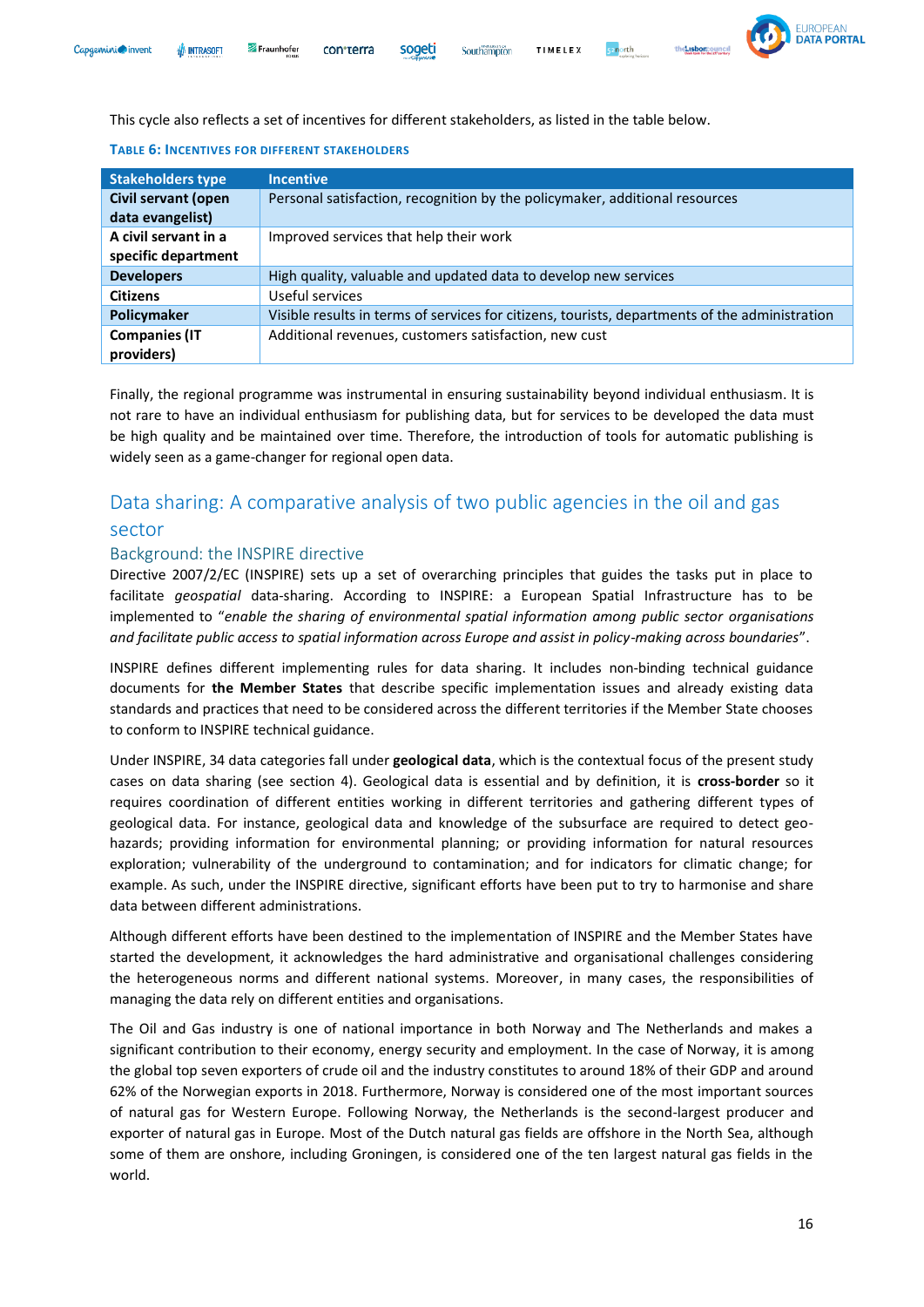This cycle also reflects a set of incentives for different stakeholders, as listed in the table below.

**TABLE 6: INCENTIVES FOR DIFFERENT STAKEHOLDERS**

| Stakeholders type | Incentive |
|---|---|
| **Civil servant (open data evangelist)** | Personal satisfaction, recognition by the policymaker, additional resources |
| **A civil servant in a specific department** | Improved services that help their work |
| **Developers** | High quality, valuable and updated data to develop new services |
| **Citizens** | Useful services |
| **Policymaker** | Visible results in terms of services for citizens, tourists, departments of the administration |
| **Companies (IT providers)** | Additional revenues, customers satisfaction, new cust |

Finally, the regional programme was instrumental in ensuring sustainability beyond individual enthusiasm. It is not rare to have an individual enthusiasm for publishing data, but for services to be developed the data must be high quality and be maintained over time. Therefore, the introduction of tools for automatic publishing is widely seen as a game-changer for regional open data.

## Data sharing: A comparative analysis of two public agencies in the oil and gas sector

### Background: the INSPIRE directive

Directive 2007/2/EC (INSPIRE) sets up a set of overarching principles that guides the tasks put in place to facilitate *geospatial* data-sharing. According to INSPIRE: a European Spatial Infrastructure has to be implemented to "*enable the sharing of environmental spatial information among public sector organisations and facilitate public access to spatial information across Europe and assist in policy-making across boundaries*".

INSPIRE defines different implementing rules for data sharing. It includes non-binding technical guidance documents for **the Member States** that describe specific implementation issues and already existing data standards and practices that need to be considered across the different territories if the Member State chooses to conform to INSPIRE technical guidance.

Under INSPIRE, 34 data categories fall under **geological data**, which is the contextual focus of the present study cases on data sharing (see section 4). Geological data is essential and by definition, it is **cross-border** so it requires coordination of different entities working in different territories and gathering different types of geological data. For instance, geological data and knowledge of the subsurface are required to detect geo-hazards; providing information for environmental planning; or providing information for natural resources exploration; vulnerability of the underground to contamination; and for indicators for climatic change; for example. As such, under the INSPIRE directive, significant efforts have been put to try to harmonise and share data between different administrations.

Although different efforts have been destined to the implementation of INSPIRE and the Member States have started the development, it acknowledges the hard administrative and organisational challenges considering the heterogeneous norms and different national systems. Moreover, in many cases, the responsibilities of managing the data rely on different entities and organisations.

The Oil and Gas industry is one of national importance in both Norway and The Netherlands and makes a significant contribution to their economy, energy security and employment. In the case of Norway, it is among the global top seven exporters of crude oil and the industry constitutes to around 18% of their GDP and around 62% of the Norwegian exports in 2018. Furthermore, Norway is considered one of the most important sources of natural gas for Western Europe. Following Norway, the Netherlands is the second-largest producer and exporter of natural gas in Europe. Most of the Dutch natural gas fields are offshore in the North Sea, although some of them are onshore, including Groningen, is considered one of the ten largest natural gas fields in the world.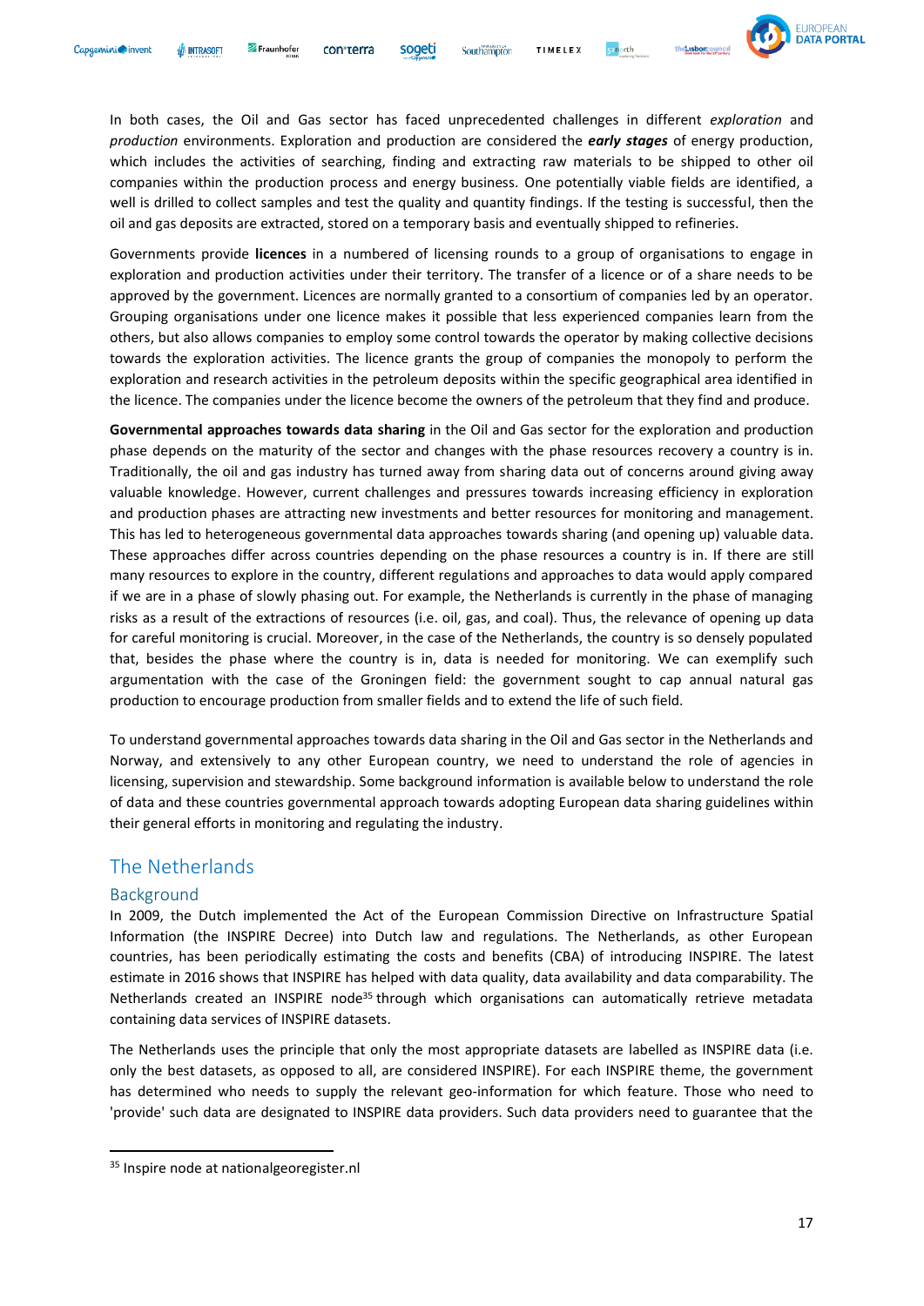In both cases, the Oil and Gas sector has faced unprecedented challenges in different *exploration* and *production* environments. Exploration and production are considered the ***early stages*** of energy production, which includes the activities of searching, finding and extracting raw materials to be shipped to other oil companies within the production process and energy business. One potentially viable fields are identified, a well is drilled to collect samples and test the quality and quantity findings. If the testing is successful, then the oil and gas deposits are extracted, stored on a temporary basis and eventually shipped to refineries.

Governments provide **licences** in a numbered of licensing rounds to a group of organisations to engage in exploration and production activities under their territory. The transfer of a licence or of a share needs to be approved by the government. Licences are normally granted to a consortium of companies led by an operator. Grouping organisations under one licence makes it possible that less experienced companies learn from the others, but also allows companies to employ some control towards the operator by making collective decisions towards the exploration activities. The licence grants the group of companies the monopoly to perform the exploration and research activities in the petroleum deposits within the specific geographical area identified in the licence. The companies under the licence become the owners of the petroleum that they find and produce.

**Governmental approaches towards data sharing** in the Oil and Gas sector for the exploration and production phase depends on the maturity of the sector and changes with the phase resources recovery a country is in. Traditionally, the oil and gas industry has turned away from sharing data out of concerns around giving away valuable knowledge. However, current challenges and pressures towards increasing efficiency in exploration and production phases are attracting new investments and better resources for monitoring and management. This has led to heterogeneous governmental data approaches towards sharing (and opening up) valuable data. These approaches differ across countries depending on the phase resources a country is in. If there are still many resources to explore in the country, different regulations and approaches to data would apply compared if we are in a phase of slowly phasing out. For example, the Netherlands is currently in the phase of managing risks as a result of the extractions of resources (i.e. oil, gas, and coal). Thus, the relevance of opening up data for careful monitoring is crucial. Moreover, in the case of the Netherlands, the country is so densely populated that, besides the phase where the country is in, data is needed for monitoring. We can exemplify such argumentation with the case of the Groningen field: the government sought to cap annual natural gas production to encourage production from smaller fields and to extend the life of such field.

To understand governmental approaches towards data sharing in the Oil and Gas sector in the Netherlands and Norway, and extensively to any other European country, we need to understand the role of agencies in licensing, supervision and stewardship. Some background information is available below to understand the role of data and these countries governmental approach towards adopting European data sharing guidelines within their general efforts in monitoring and regulating the industry.

## The Netherlands

### Background

In 2009, the Dutch implemented the Act of the European Commission Directive on Infrastructure Spatial Information (the INSPIRE Decree) into Dutch law and regulations. The Netherlands, as other European countries, has been periodically estimating the costs and benefits (CBA) of introducing INSPIRE. The latest estimate in 2016 shows that INSPIRE has helped with data quality, data availability and data comparability. The Netherlands created an INSPIRE node[35] through which organisations can automatically retrieve metadata containing data services of INSPIRE datasets.

The Netherlands uses the principle that only the most appropriate datasets are labelled as INSPIRE data (i.e. only the best datasets, as opposed to all, are considered INSPIRE). For each INSPIRE theme, the government has determined who needs to supply the relevant geo-information for which feature. Those who need to 'provide' such data are designated to INSPIRE data providers. Such data providers need to guarantee that the

[35] Inspire node at nationalgeoregister.nl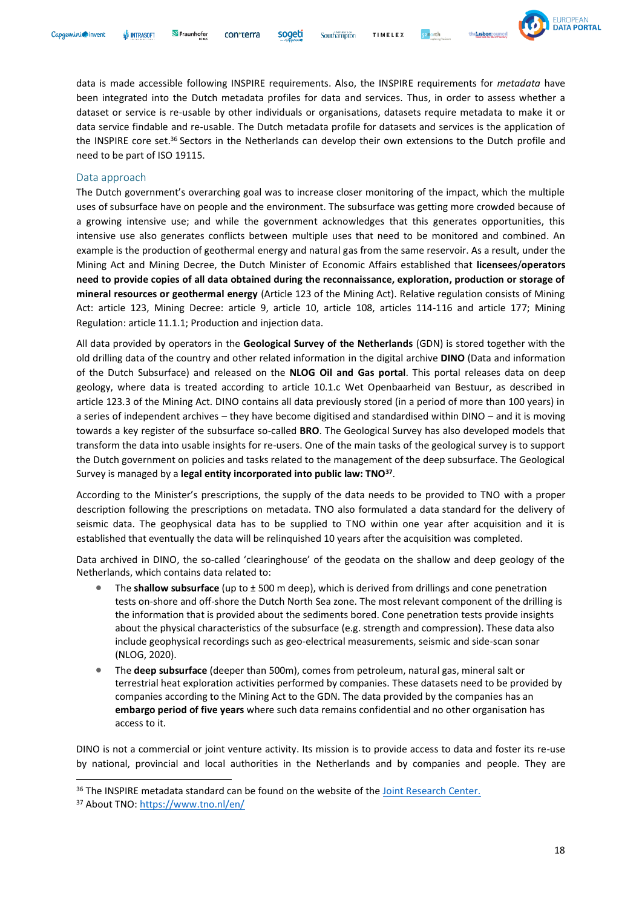data is made accessible following INSPIRE requirements. Also, the INSPIRE requirements for *metadata* have been integrated into the Dutch metadata profiles for data and services. Thus, in order to assess whether a dataset or service is re-usable by other individuals or organisations, datasets require metadata to make it or data service findable and re-usable. The Dutch metadata profile for datasets and services is the application of the INSPIRE core set.[36] Sectors in the Netherlands can develop their own extensions to the Dutch profile and need to be part of ISO 19115.

## Data approach

The Dutch government's overarching goal was to increase closer monitoring of the impact, which the multiple uses of subsurface have on people and the environment. The subsurface was getting more crowded because of a growing intensive use; and while the government acknowledges that this generates opportunities, this intensive use also generates conflicts between multiple uses that need to be monitored and combined. An example is the production of geothermal energy and natural gas from the same reservoir. As a result, under the Mining Act and Mining Decree, the Dutch Minister of Economic Affairs established that **licensees/operators need to provide copies of all data obtained during the reconnaissance, exploration, production or storage of mineral resources or geothermal energy** (Article 123 of the Mining Act). Relative regulation consists of Mining Act: article 123, Mining Decree: article 9, article 10, article 108, articles 114-116 and article 177; Mining Regulation: article 11.1.1; Production and injection data.

All data provided by operators in the **Geological Survey of the Netherlands** (GDN) is stored together with the old drilling data of the country and other related information in the digital archive **DINO** (Data and information of the Dutch Subsurface) and released on the **NLOG Oil and Gas portal**. This portal releases data on deep geology, where data is treated according to article 10.1.c Wet Openbaarheid van Bestuur, as described in article 123.3 of the Mining Act. DINO contains all data previously stored (in a period of more than 100 years) in a series of independent archives – they have become digitised and standardised within DINO – and it is moving towards a key register of the subsurface so-called **BRO**. The Geological Survey has also developed models that transform the data into usable insights for re-users. One of the main tasks of the geological survey is to support the Dutch government on policies and tasks related to the management of the deep subsurface. The Geological Survey is managed by a **legal entity incorporated into public law: TNO**[37].

According to the Minister's prescriptions, the supply of the data needs to be provided to TNO with a proper description following the prescriptions on metadata. TNO also formulated a data standard for the delivery of seismic data. The geophysical data has to be supplied to TNO within one year after acquisition and it is established that eventually the data will be relinquished 10 years after the acquisition was completed.

Data archived in DINO, the so-called 'clearinghouse' of the geodata on the shallow and deep geology of the Netherlands, which contains data related to:

- The **shallow subsurface** (up to ± 500 m deep), which is derived from drillings and cone penetration tests on-shore and off-shore the Dutch North Sea zone. The most relevant component of the drilling is the information that is provided about the sediments bored. Cone penetration tests provide insights about the physical characteristics of the subsurface (e.g. strength and compression). These data also include geophysical recordings such as geo-electrical measurements, seismic and side-scan sonar (NLOG, 2020).
- The **deep subsurface** (deeper than 500m), comes from petroleum, natural gas, mineral salt or terrestrial heat exploration activities performed by companies. These datasets need to be provided by companies according to the Mining Act to the GDN. The data provided by the companies has an **embargo period of five years** where such data remains confidential and no other organisation has access to it.

DINO is not a commercial or joint venture activity. Its mission is to provide access to data and foster its re-use by national, provincial and local authorities in the Netherlands and by companies and people. They are

[36] The INSPIRE metadata standard can be found on the website of the Joint Research Center.

[37] About TNO: https://www.tno.nl/en/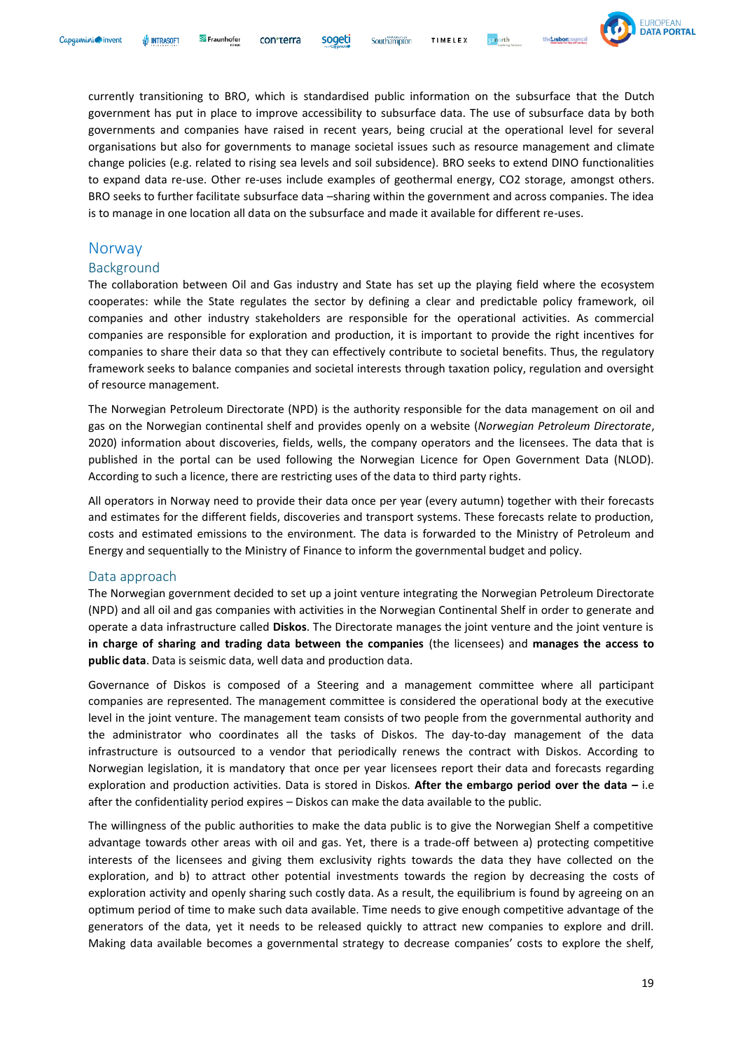currently transitioning to BRO, which is standardised public information on the subsurface that the Dutch government has put in place to improve accessibility to subsurface data. The use of subsurface data by both governments and companies have raised in recent years, being crucial at the operational level for several organisations but also for governments to manage societal issues such as resource management and climate change policies (e.g. related to rising sea levels and soil subsidence). BRO seeks to extend DINO functionalities to expand data re-use. Other re-uses include examples of geothermal energy, CO2 storage, amongst others. BRO seeks to further facilitate subsurface data –sharing within the government and across companies. The idea is to manage in one location all data on the subsurface and made it available for different re-uses.

## Norway

### Background

The collaboration between Oil and Gas industry and State has set up the playing field where the ecosystem cooperates: while the State regulates the sector by defining a clear and predictable policy framework, oil companies and other industry stakeholders are responsible for the operational activities. As commercial companies are responsible for exploration and production, it is important to provide the right incentives for companies to share their data so that they can effectively contribute to societal benefits. Thus, the regulatory framework seeks to balance companies and societal interests through taxation policy, regulation and oversight of resource management.

The Norwegian Petroleum Directorate (NPD) is the authority responsible for the data management on oil and gas on the Norwegian continental shelf and provides openly on a website (*Norwegian Petroleum Directorate*, 2020) information about discoveries, fields, wells, the company operators and the licensees. The data that is published in the portal can be used following the Norwegian Licence for Open Government Data (NLOD). According to such a licence, there are restricting uses of the data to third party rights.

All operators in Norway need to provide their data once per year (every autumn) together with their forecasts and estimates for the different fields, discoveries and transport systems. These forecasts relate to production, costs and estimated emissions to the environment. The data is forwarded to the Ministry of Petroleum and Energy and sequentially to the Ministry of Finance to inform the governmental budget and policy.

### Data approach

The Norwegian government decided to set up a joint venture integrating the Norwegian Petroleum Directorate (NPD) and all oil and gas companies with activities in the Norwegian Continental Shelf in order to generate and operate a data infrastructure called **Diskos**. The Directorate manages the joint venture and the joint venture is **in charge of sharing and trading data between the companies** (the licensees) and **manages the access to public data**. Data is seismic data, well data and production data.

Governance of Diskos is composed of a Steering and a management committee where all participant companies are represented. The management committee is considered the operational body at the executive level in the joint venture. The management team consists of two people from the governmental authority and the administrator who coordinates all the tasks of Diskos. The day-to-day management of the data infrastructure is outsourced to a vendor that periodically renews the contract with Diskos. According to Norwegian legislation, it is mandatory that once per year licensees report their data and forecasts regarding exploration and production activities. Data is stored in Diskos. **After the embargo period over the data –** i.e after the confidentiality period expires – Diskos can make the data available to the public.

The willingness of the public authorities to make the data public is to give the Norwegian Shelf a competitive advantage towards other areas with oil and gas. Yet, there is a trade-off between a) protecting competitive interests of the licensees and giving them exclusivity rights towards the data they have collected on the exploration, and b) to attract other potential investments towards the region by decreasing the costs of exploration activity and openly sharing such costly data. As a result, the equilibrium is found by agreeing on an optimum period of time to make such data available. Time needs to give enough competitive advantage of the generators of the data, yet it needs to be released quickly to attract new companies to explore and drill. Making data available becomes a governmental strategy to decrease companies' costs to explore the shelf,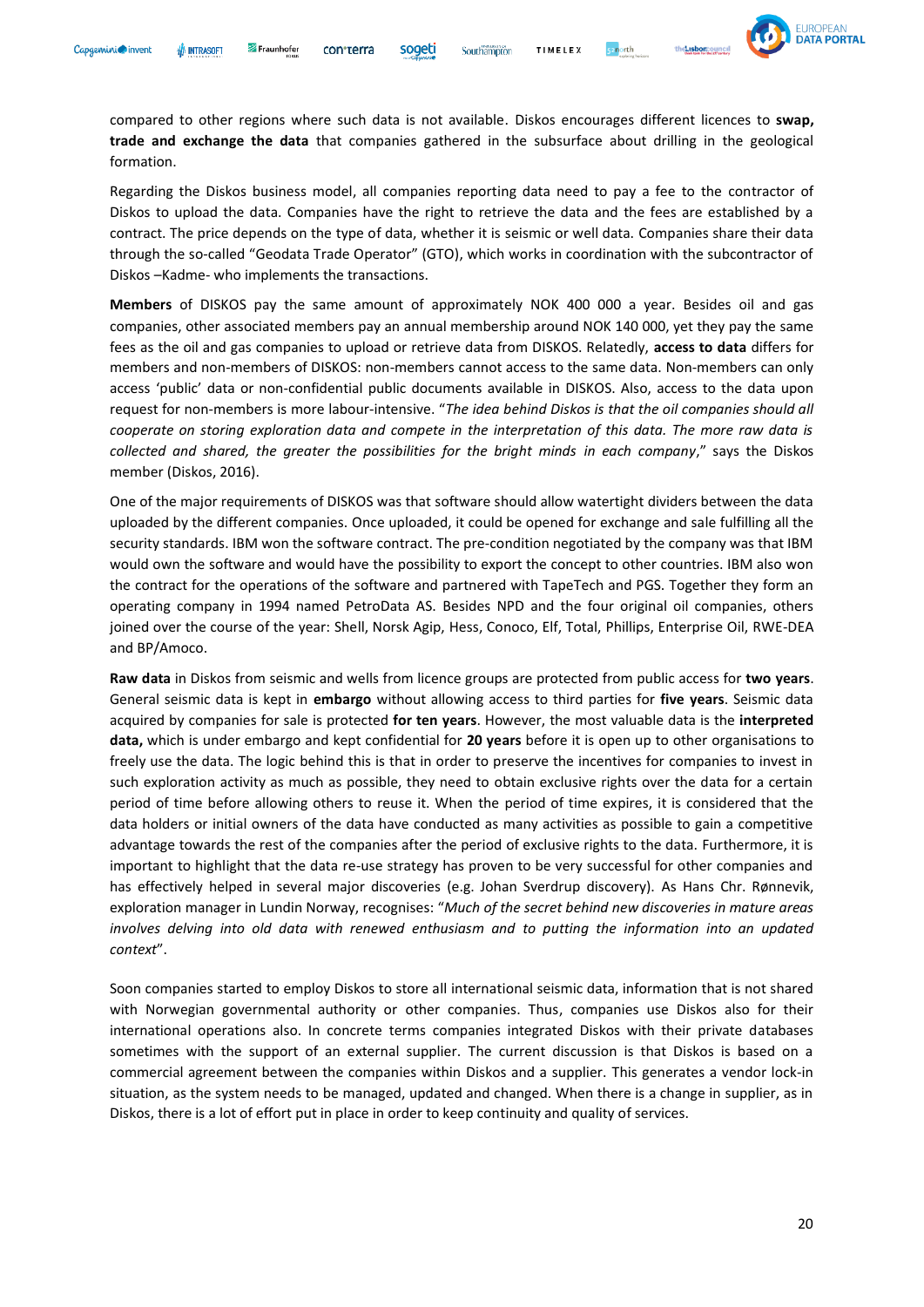compared to other regions where such data is not available. Diskos encourages different licences to **swap, trade and exchange the data** that companies gathered in the subsurface about drilling in the geological formation.

Regarding the Diskos business model, all companies reporting data need to pay a fee to the contractor of Diskos to upload the data. Companies have the right to retrieve the data and the fees are established by a contract. The price depends on the type of data, whether it is seismic or well data. Companies share their data through the so-called "Geodata Trade Operator" (GTO), which works in coordination with the subcontractor of Diskos –Kadme- who implements the transactions.

**Members** of DISKOS pay the same amount of approximately NOK 400 000 a year. Besides oil and gas companies, other associated members pay an annual membership around NOK 140 000, yet they pay the same fees as the oil and gas companies to upload or retrieve data from DISKOS. Relatedly, **access to data** differs for members and non-members of DISKOS: non-members cannot access to the same data. Non-members can only access 'public' data or non-confidential public documents available in DISKOS. Also, access to the data upon request for non-members is more labour-intensive. "*The idea behind Diskos is that the oil companies should all cooperate on storing exploration data and compete in the interpretation of this data. The more raw data is collected and shared, the greater the possibilities for the bright minds in each company*," says the Diskos member (Diskos, 2016).

One of the major requirements of DISKOS was that software should allow watertight dividers between the data uploaded by the different companies. Once uploaded, it could be opened for exchange and sale fulfilling all the security standards. IBM won the software contract. The pre-condition negotiated by the company was that IBM would own the software and would have the possibility to export the concept to other countries. IBM also won the contract for the operations of the software and partnered with TapeTech and PGS. Together they form an operating company in 1994 named PetroData AS. Besides NPD and the four original oil companies, others joined over the course of the year: Shell, Norsk Agip, Hess, Conoco, Elf, Total, Phillips, Enterprise Oil, RWE-DEA and BP/Amoco.

**Raw data** in Diskos from seismic and wells from licence groups are protected from public access for **two years**. General seismic data is kept in **embargo** without allowing access to third parties for **five years**. Seismic data acquired by companies for sale is protected **for ten years**. However, the most valuable data is the **interpreted data,** which is under embargo and kept confidential for **20 years** before it is open up to other organisations to freely use the data. The logic behind this is that in order to preserve the incentives for companies to invest in such exploration activity as much as possible, they need to obtain exclusive rights over the data for a certain period of time before allowing others to reuse it. When the period of time expires, it is considered that the data holders or initial owners of the data have conducted as many activities as possible to gain a competitive advantage towards the rest of the companies after the period of exclusive rights to the data. Furthermore, it is important to highlight that the data re-use strategy has proven to be very successful for other companies and has effectively helped in several major discoveries (e.g. Johan Sverdrup discovery). As Hans Chr. Rønnevik, exploration manager in Lundin Norway, recognises: "*Much of the secret behind new discoveries in mature areas involves delving into old data with renewed enthusiasm and to putting the information into an updated context*".

Soon companies started to employ Diskos to store all international seismic data, information that is not shared with Norwegian governmental authority or other companies. Thus, companies use Diskos also for their international operations also. In concrete terms companies integrated Diskos with their private databases sometimes with the support of an external supplier. The current discussion is that Diskos is based on a commercial agreement between the companies within Diskos and a supplier. This generates a vendor lock-in situation, as the system needs to be managed, updated and changed. When there is a change in supplier, as in Diskos, there is a lot of effort put in place in order to keep continuity and quality of services.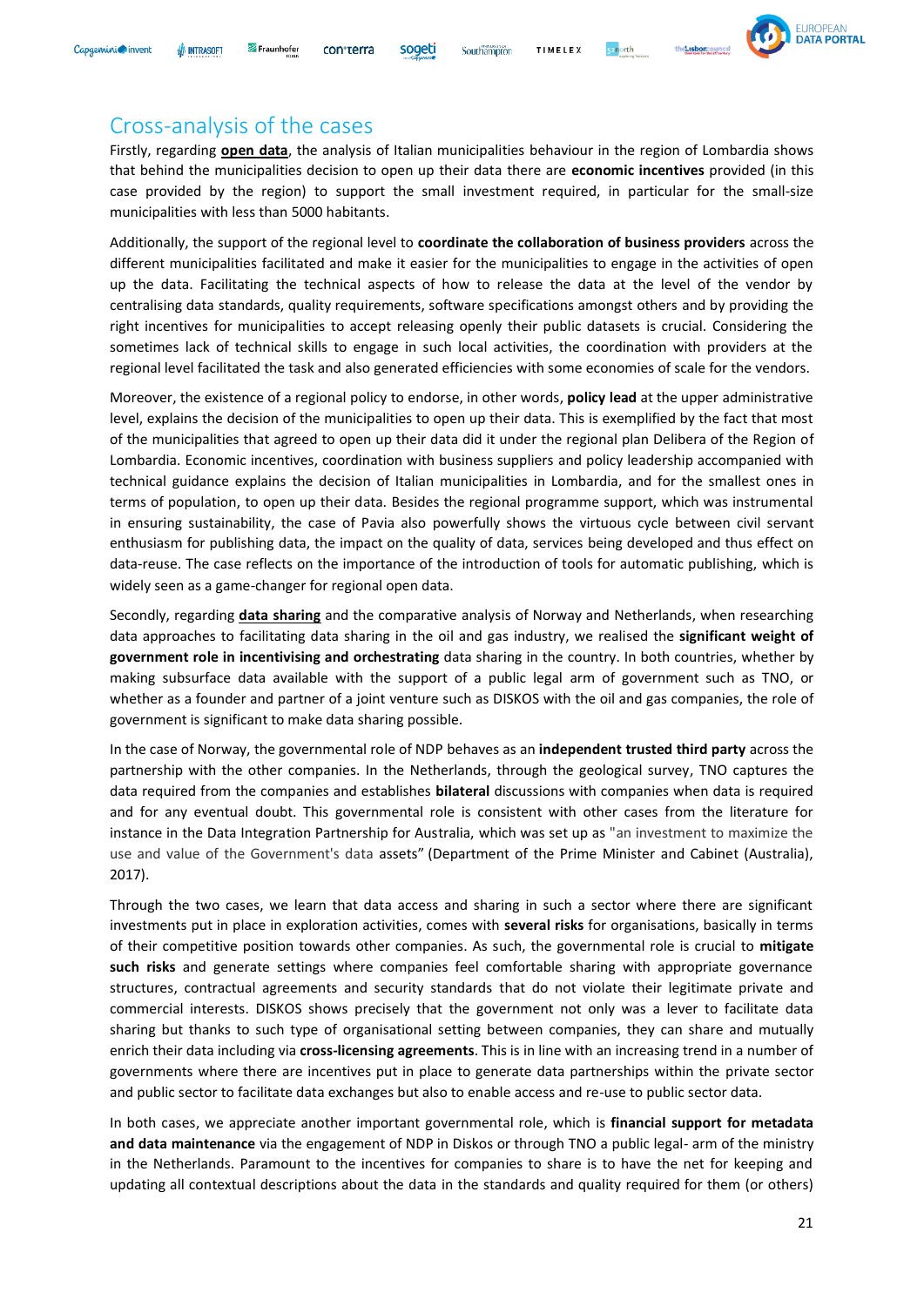## Cross-analysis of the cases

Firstly, regarding **open data**, the analysis of Italian municipalities behaviour in the region of Lombardia shows that behind the municipalities decision to open up their data there are **economic incentives** provided (in this case provided by the region) to support the small investment required, in particular for the small-size municipalities with less than 5000 habitants.

Additionally, the support of the regional level to **coordinate the collaboration of business providers** across the different municipalities facilitated and make it easier for the municipalities to engage in the activities of open up the data. Facilitating the technical aspects of how to release the data at the level of the vendor by centralising data standards, quality requirements, software specifications amongst others and by providing the right incentives for municipalities to accept releasing openly their public datasets is crucial. Considering the sometimes lack of technical skills to engage in such local activities, the coordination with providers at the regional level facilitated the task and also generated efficiencies with some economies of scale for the vendors.

Moreover, the existence of a regional policy to endorse, in other words, **policy lead** at the upper administrative level, explains the decision of the municipalities to open up their data. This is exemplified by the fact that most of the municipalities that agreed to open up their data did it under the regional plan Delibera of the Region of Lombardia. Economic incentives, coordination with business suppliers and policy leadership accompanied with technical guidance explains the decision of Italian municipalities in Lombardia, and for the smallest ones in terms of population, to open up their data. Besides the regional programme support, which was instrumental in ensuring sustainability, the case of Pavia also powerfully shows the virtuous cycle between civil servant enthusiasm for publishing data, the impact on the quality of data, services being developed and thus effect on data-reuse. The case reflects on the importance of the introduction of tools for automatic publishing, which is widely seen as a game-changer for regional open data.

Secondly, regarding **data sharing** and the comparative analysis of Norway and Netherlands, when researching data approaches to facilitating data sharing in the oil and gas industry, we realised the **significant weight of government role in incentivising and orchestrating** data sharing in the country. In both countries, whether by making subsurface data available with the support of a public legal arm of government such as TNO, or whether as a founder and partner of a joint venture such as DISKOS with the oil and gas companies, the role of government is significant to make data sharing possible.

In the case of Norway, the governmental role of NDP behaves as an **independent trusted third party** across the partnership with the other companies. In the Netherlands, through the geological survey, TNO captures the data required from the companies and establishes **bilateral** discussions with companies when data is required and for any eventual doubt. This governmental role is consistent with other cases from the literature for instance in the Data Integration Partnership for Australia, which was set up as "an investment to maximize the use and value of the Government's data assets" (Department of the Prime Minister and Cabinet (Australia), 2017).

Through the two cases, we learn that data access and sharing in such a sector where there are significant investments put in place in exploration activities, comes with **several risks** for organisations, basically in terms of their competitive position towards other companies. As such, the governmental role is crucial to **mitigate such risks** and generate settings where companies feel comfortable sharing with appropriate governance structures, contractual agreements and security standards that do not violate their legitimate private and commercial interests. DISKOS shows precisely that the government not only was a lever to facilitate data sharing but thanks to such type of organisational setting between companies, they can share and mutually enrich their data including via **cross-licensing agreements**. This is in line with an increasing trend in a number of governments where there are incentives put in place to generate data partnerships within the private sector and public sector to facilitate data exchanges but also to enable access and re-use to public sector data.

In both cases, we appreciate another important governmental role, which is **financial support for metadata and data maintenance** via the engagement of NDP in Diskos or through TNO a public legal- arm of the ministry in the Netherlands. Paramount to the incentives for companies to share is to have the net for keeping and updating all contextual descriptions about the data in the standards and quality required for them (or others)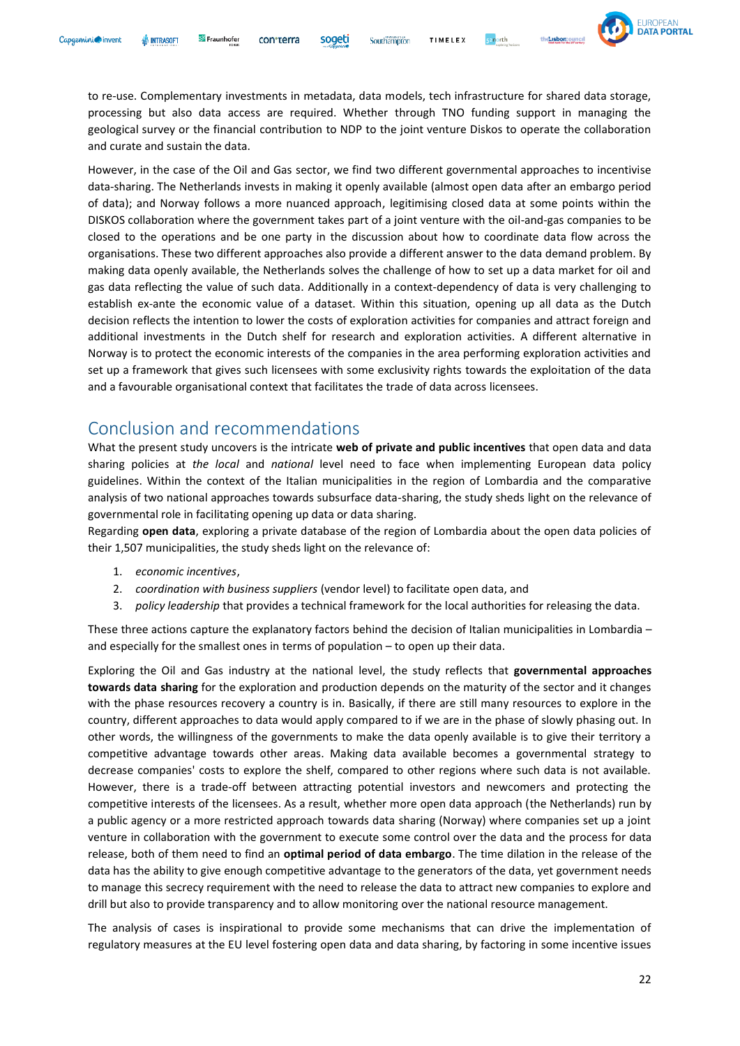to re-use. Complementary investments in metadata, data models, tech infrastructure for shared data storage, processing but also data access are required. Whether through TNO funding support in managing the geological survey or the financial contribution to NDP to the joint venture Diskos to operate the collaboration and curate and sustain the data.

However, in the case of the Oil and Gas sector, we find two different governmental approaches to incentivise data-sharing. The Netherlands invests in making it openly available (almost open data after an embargo period of data); and Norway follows a more nuanced approach, legitimising closed data at some points within the DISKOS collaboration where the government takes part of a joint venture with the oil-and-gas companies to be closed to the operations and be one party in the discussion about how to coordinate data flow across the organisations. These two different approaches also provide a different answer to the data demand problem. By making data openly available, the Netherlands solves the challenge of how to set up a data market for oil and gas data reflecting the value of such data. Additionally in a context-dependency of data is very challenging to establish ex-ante the economic value of a dataset. Within this situation, opening up all data as the Dutch decision reflects the intention to lower the costs of exploration activities for companies and attract foreign and additional investments in the Dutch shelf for research and exploration activities. A different alternative in Norway is to protect the economic interests of the companies in the area performing exploration activities and set up a framework that gives such licensees with some exclusivity rights towards the exploitation of the data and a favourable organisational context that facilitates the trade of data across licensees.

## Conclusion and recommendations

What the present study uncovers is the intricate **web of private and public incentives** that open data and data sharing policies at *the local* and *national* level need to face when implementing European data policy guidelines. Within the context of the Italian municipalities in the region of Lombardia and the comparative analysis of two national approaches towards subsurface data-sharing, the study sheds light on the relevance of governmental role in facilitating opening up data or data sharing.

Regarding **open data**, exploring a private database of the region of Lombardia about the open data policies of their 1,507 municipalities, the study sheds light on the relevance of:

1. *economic incentives*,
2. *coordination with business suppliers* (vendor level) to facilitate open data, and
3. *policy leadership* that provides a technical framework for the local authorities for releasing the data.

These three actions capture the explanatory factors behind the decision of Italian municipalities in Lombardia – and especially for the smallest ones in terms of population – to open up their data.

Exploring the Oil and Gas industry at the national level, the study reflects that **governmental approaches towards data sharing** for the exploration and production depends on the maturity of the sector and it changes with the phase resources recovery a country is in. Basically, if there are still many resources to explore in the country, different approaches to data would apply compared to if we are in the phase of slowly phasing out. In other words, the willingness of the governments to make the data openly available is to give their territory a competitive advantage towards other areas. Making data available becomes a governmental strategy to decrease companies' costs to explore the shelf, compared to other regions where such data is not available. However, there is a trade-off between attracting potential investors and newcomers and protecting the competitive interests of the licensees. As a result, whether more open data approach (the Netherlands) run by a public agency or a more restricted approach towards data sharing (Norway) where companies set up a joint venture in collaboration with the government to execute some control over the data and the process for data release, both of them need to find an **optimal period of data embargo**. The time dilation in the release of the data has the ability to give enough competitive advantage to the generators of the data, yet government needs to manage this secrecy requirement with the need to release the data to attract new companies to explore and drill but also to provide transparency and to allow monitoring over the national resource management.

The analysis of cases is inspirational to provide some mechanisms that can drive the implementation of regulatory measures at the EU level fostering open data and data sharing, by factoring in some incentive issues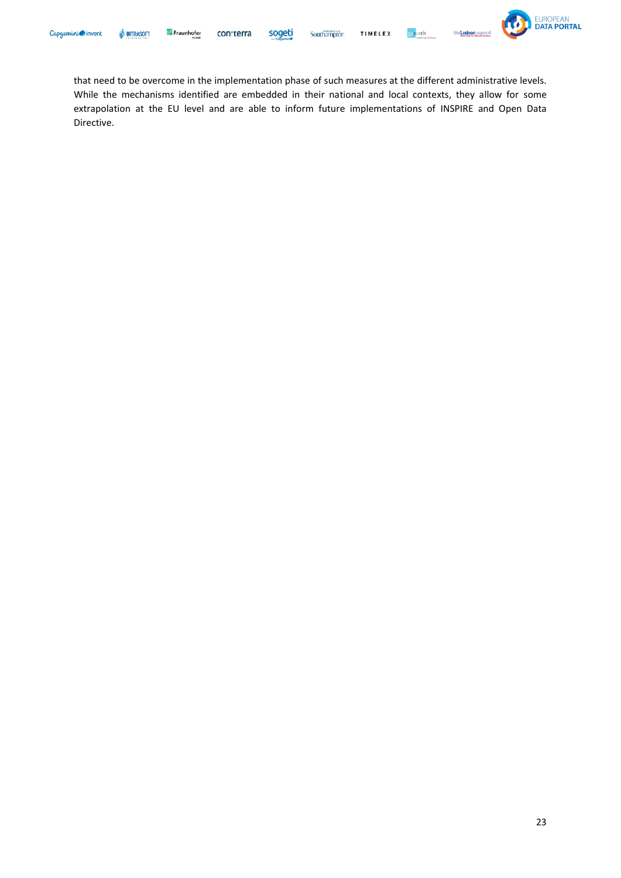that need to be overcome in the implementation phase of such measures at the different administrative levels. While the mechanisms identified are embedded in their national and local contexts, they allow for some extrapolation at the EU level and are able to inform future implementations of INSPIRE and Open Data Directive.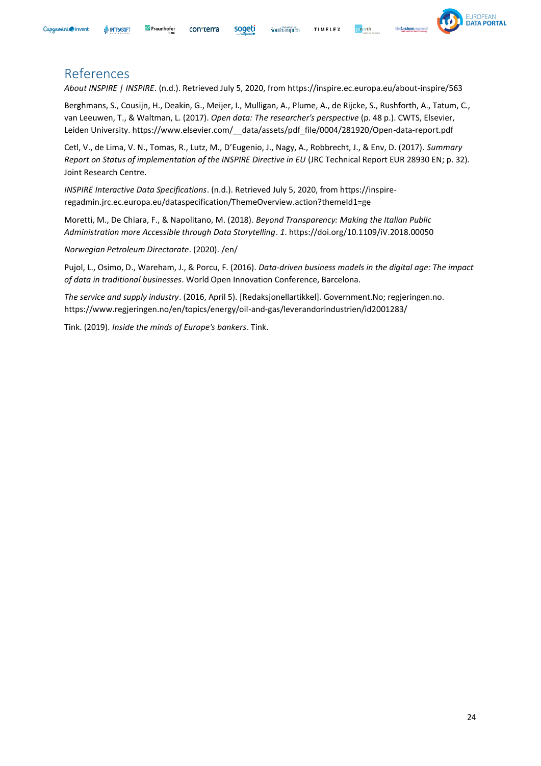# References

*About INSPIRE | INSPIRE*. (n.d.). Retrieved July 5, 2020, from https://inspire.ec.europa.eu/about-inspire/563

Berghmans, S., Cousijn, H., Deakin, G., Meijer, I., Mulligan, A., Plume, A., de Rijcke, S., Rushforth, A., Tatum, C., van Leeuwen, T., & Waltman, L. (2017). *Open data: The researcher's perspective* (p. 48 p.). CWTS, Elsevier, Leiden University. https://www.elsevier.com/__data/assets/pdf_file/0004/281920/Open-data-report.pdf

Cetl, V., de Lima, V. N., Tomas, R., Lutz, M., D'Eugenio, J., Nagy, A., Robbrecht, J., & Env, D. (2017). *Summary Report on Status of implementation of the INSPIRE Directive in EU* (JRC Technical Report EUR 28930 EN; p. 32). Joint Research Centre.

*INSPIRE Interactive Data Specifications*. (n.d.). Retrieved July 5, 2020, from https://inspire-regadmin.jrc.ec.europa.eu/dataspecification/ThemeOverview.action?themeId1=ge

Moretti, M., De Chiara, F., & Napolitano, M. (2018). *Beyond Transparency: Making the Italian Public Administration more Accessible through Data Storytelling*. *1*. https://doi.org/10.1109/iV.2018.00050

*Norwegian Petroleum Directorate*. (2020). /en/

Pujol, L., Osimo, D., Wareham, J., & Porcu, F. (2016). *Data-driven business models in the digital age: The impact of data in traditional businesses*. World Open Innovation Conference, Barcelona.

*The service and supply industry*. (2016, April 5). [Redaksjonellartikkel]. Government.No; regjeringen.no. https://www.regjeringen.no/en/topics/energy/oil-and-gas/leverandorindustrien/id2001283/

Tink. (2019). *Inside the minds of Europe's bankers*. Tink.